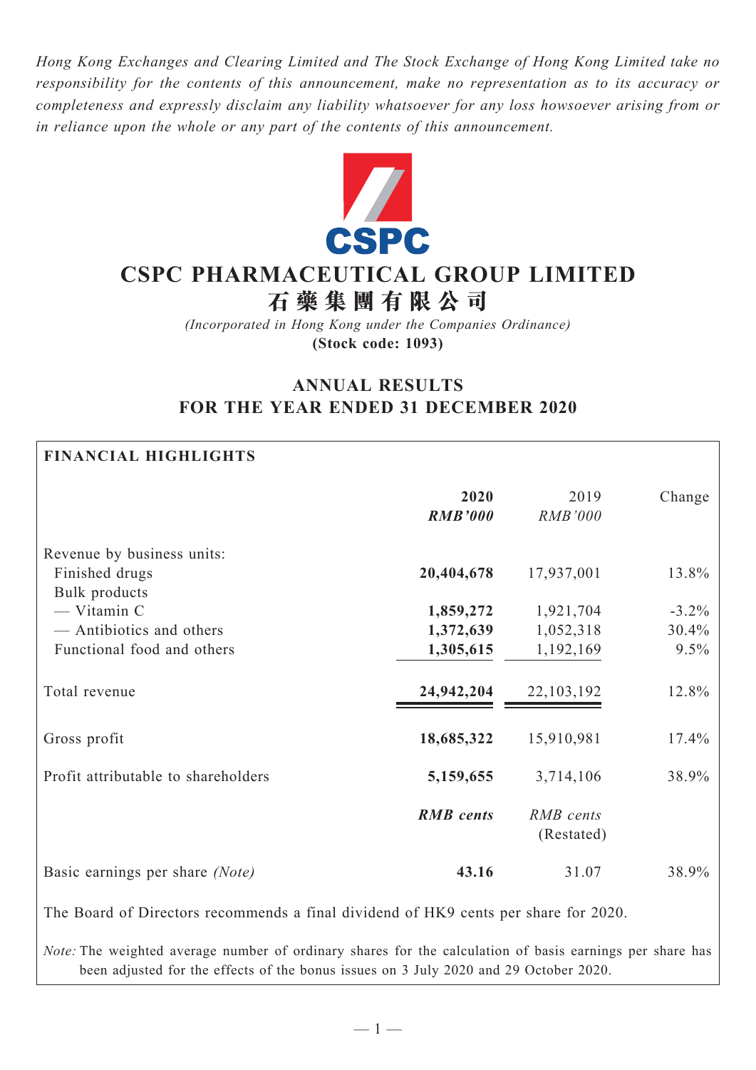*Hong Kong Exchanges and Clearing Limited and The Stock Exchange of Hong Kong Limited take no responsibility for the contents of this announcement, make no representation as to its accuracy or completeness and expressly disclaim any liability whatsoever for any loss howsoever arising from or in reliance upon the whole or any part of the contents of this announcement.*

# CSPC PHARMACEUTICAL GROUP LIMITED
# 石藥集團有限公司

*(Incorporated in Hong Kong under the Companies Ordinance)*
**(Stock code: 1093)**

## ANNUAL RESULTS
## FOR THE YEAR ENDED 31 DECEMBER 2020

**FINANCIAL HIGHLIGHTS**

| | **2020** | 2019 | Change |
|---|---|---|---|
| | ***RMB'000*** | *RMB'000* | |
| Revenue by business units: | | | |
| Finished drugs | **20,404,678** | 17,937,001 | 13.8% |
| Bulk products | | | |
| — Vitamin C | **1,859,272** | 1,921,704 | -3.2% |
| — Antibiotics and others | **1,372,639** | 1,052,318 | 30.4% |
| Functional food and others | **1,305,615** | 1,192,169 | 9.5% |
| Total revenue | **24,942,204** | 22,103,192 | 12.8% |
| Gross profit | **18,685,322** | 15,910,981 | 17.4% |
| Profit attributable to shareholders | **5,159,655** | 3,714,106 | 38.9% |
| | ***RMB cents*** | *RMB cents* (Restated) | |
| Basic earnings per share *(Note)* | **43.16** | 31.07 | 38.9% |

The Board of Directors recommends a final dividend of HK9 cents per share for 2020.

*Note:* The weighted average number of ordinary shares for the calculation of basis earnings per share has been adjusted for the effects of the bonus issues on 3 July 2020 and 29 October 2020.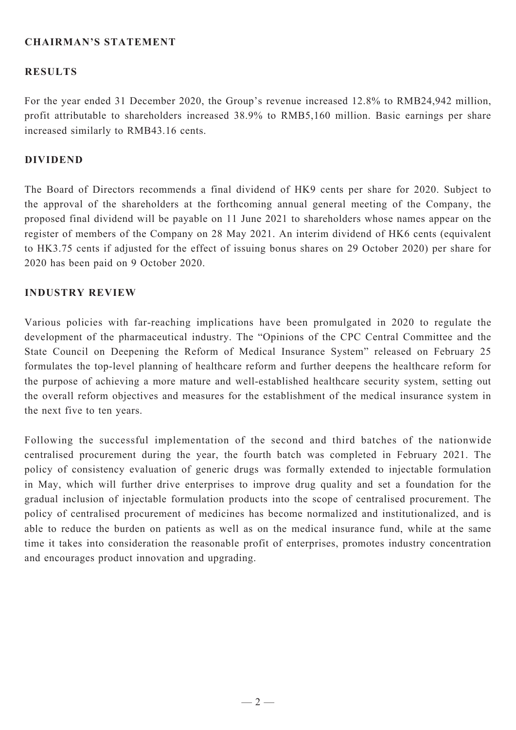## CHAIRMAN'S STATEMENT

### RESULTS

For the year ended 31 December 2020, the Group's revenue increased 12.8% to RMB24,942 million, profit attributable to shareholders increased 38.9% to RMB5,160 million. Basic earnings per share increased similarly to RMB43.16 cents.

### DIVIDEND

The Board of Directors recommends a final dividend of HK9 cents per share for 2020. Subject to the approval of the shareholders at the forthcoming annual general meeting of the Company, the proposed final dividend will be payable on 11 June 2021 to shareholders whose names appear on the register of members of the Company on 28 May 2021. An interim dividend of HK6 cents (equivalent to HK3.75 cents if adjusted for the effect of issuing bonus shares on 29 October 2020) per share for 2020 has been paid on 9 October 2020.

### INDUSTRY REVIEW

Various policies with far-reaching implications have been promulgated in 2020 to regulate the development of the pharmaceutical industry. The "Opinions of the CPC Central Committee and the State Council on Deepening the Reform of Medical Insurance System" released on February 25 formulates the top-level planning of healthcare reform and further deepens the healthcare reform for the purpose of achieving a more mature and well-established healthcare security system, setting out the overall reform objectives and measures for the establishment of the medical insurance system in the next five to ten years.

Following the successful implementation of the second and third batches of the nationwide centralised procurement during the year, the fourth batch was completed in February 2021. The policy of consistency evaluation of generic drugs was formally extended to injectable formulation in May, which will further drive enterprises to improve drug quality and set a foundation for the gradual inclusion of injectable formulation products into the scope of centralised procurement. The policy of centralised procurement of medicines has become normalized and institutionalized, and is able to reduce the burden on patients as well as on the medical insurance fund, while at the same time it takes into consideration the reasonable profit of enterprises, promotes industry concentration and encourages product innovation and upgrading.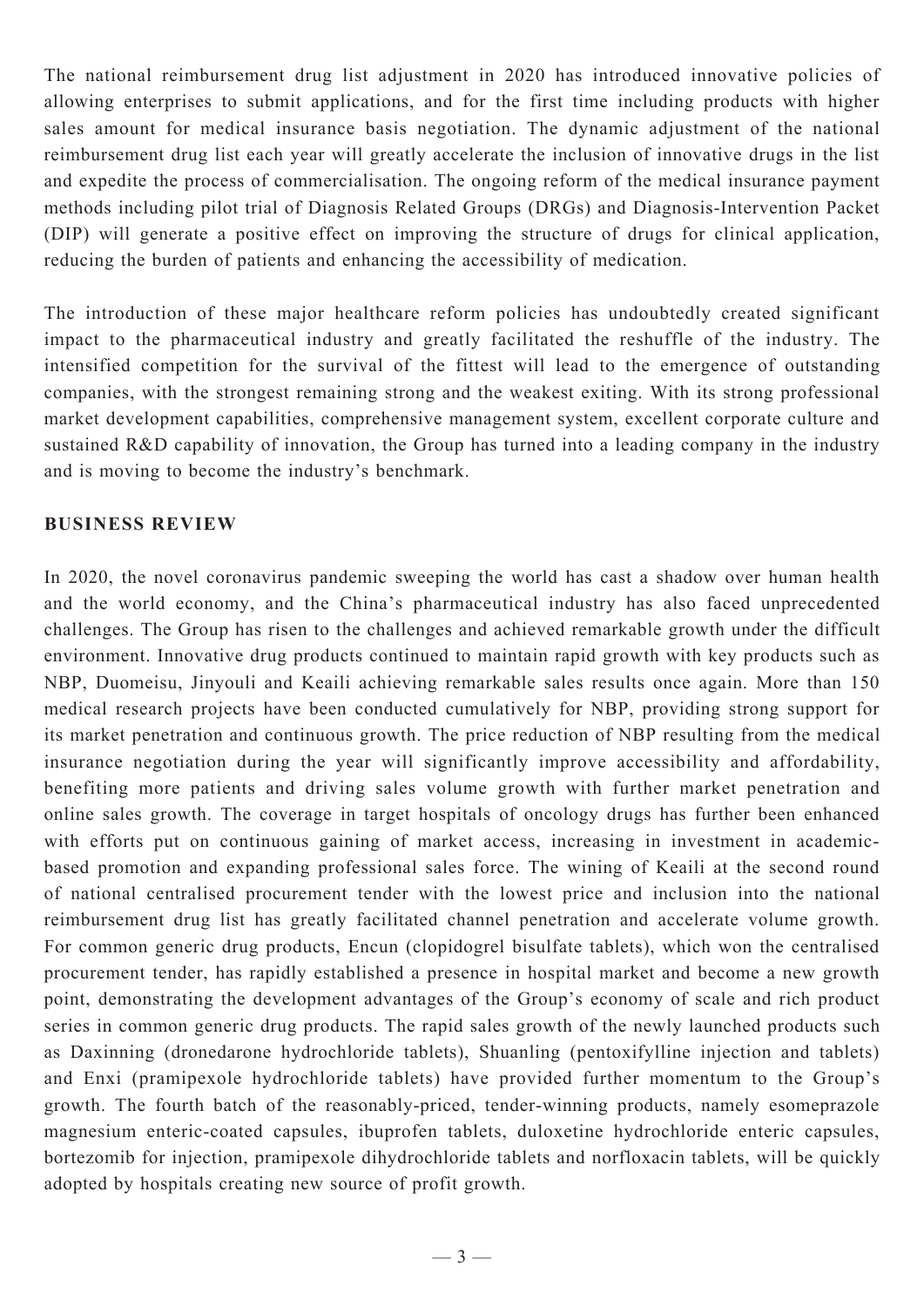The national reimbursement drug list adjustment in 2020 has introduced innovative policies of allowing enterprises to submit applications, and for the first time including products with higher sales amount for medical insurance basis negotiation. The dynamic adjustment of the national reimbursement drug list each year will greatly accelerate the inclusion of innovative drugs in the list and expedite the process of commercialisation. The ongoing reform of the medical insurance payment methods including pilot trial of Diagnosis Related Groups (DRGs) and Diagnosis-Intervention Packet (DIP) will generate a positive effect on improving the structure of drugs for clinical application, reducing the burden of patients and enhancing the accessibility of medication.

The introduction of these major healthcare reform policies has undoubtedly created significant impact to the pharmaceutical industry and greatly facilitated the reshuffle of the industry. The intensified competition for the survival of the fittest will lead to the emergence of outstanding companies, with the strongest remaining strong and the weakest exiting. With its strong professional market development capabilities, comprehensive management system, excellent corporate culture and sustained R&D capability of innovation, the Group has turned into a leading company in the industry and is moving to become the industry's benchmark.

## BUSINESS REVIEW

In 2020, the novel coronavirus pandemic sweeping the world has cast a shadow over human health and the world economy, and the China's pharmaceutical industry has also faced unprecedented challenges. The Group has risen to the challenges and achieved remarkable growth under the difficult environment. Innovative drug products continued to maintain rapid growth with key products such as NBP, Duomeisu, Jinyouli and Keaili achieving remarkable sales results once again. More than 150 medical research projects have been conducted cumulatively for NBP, providing strong support for its market penetration and continuous growth. The price reduction of NBP resulting from the medical insurance negotiation during the year will significantly improve accessibility and affordability, benefiting more patients and driving sales volume growth with further market penetration and online sales growth. The coverage in target hospitals of oncology drugs has further been enhanced with efforts put on continuous gaining of market access, increasing in investment in academic-based promotion and expanding professional sales force. The wining of Keaili at the second round of national centralised procurement tender with the lowest price and inclusion into the national reimbursement drug list has greatly facilitated channel penetration and accelerate volume growth. For common generic drug products, Encun (clopidogrel bisulfate tablets), which won the centralised procurement tender, has rapidly established a presence in hospital market and become a new growth point, demonstrating the development advantages of the Group's economy of scale and rich product series in common generic drug products. The rapid sales growth of the newly launched products such as Daxinning (dronedarone hydrochloride tablets), Shuanling (pentoxifylline injection and tablets) and Enxi (pramipexole hydrochloride tablets) have provided further momentum to the Group's growth. The fourth batch of the reasonably-priced, tender-winning products, namely esomeprazole magnesium enteric-coated capsules, ibuprofen tablets, duloxetine hydrochloride enteric capsules, bortezomib for injection, pramipexole dihydrochloride tablets and norfloxacin tablets, will be quickly adopted by hospitals creating new source of profit growth.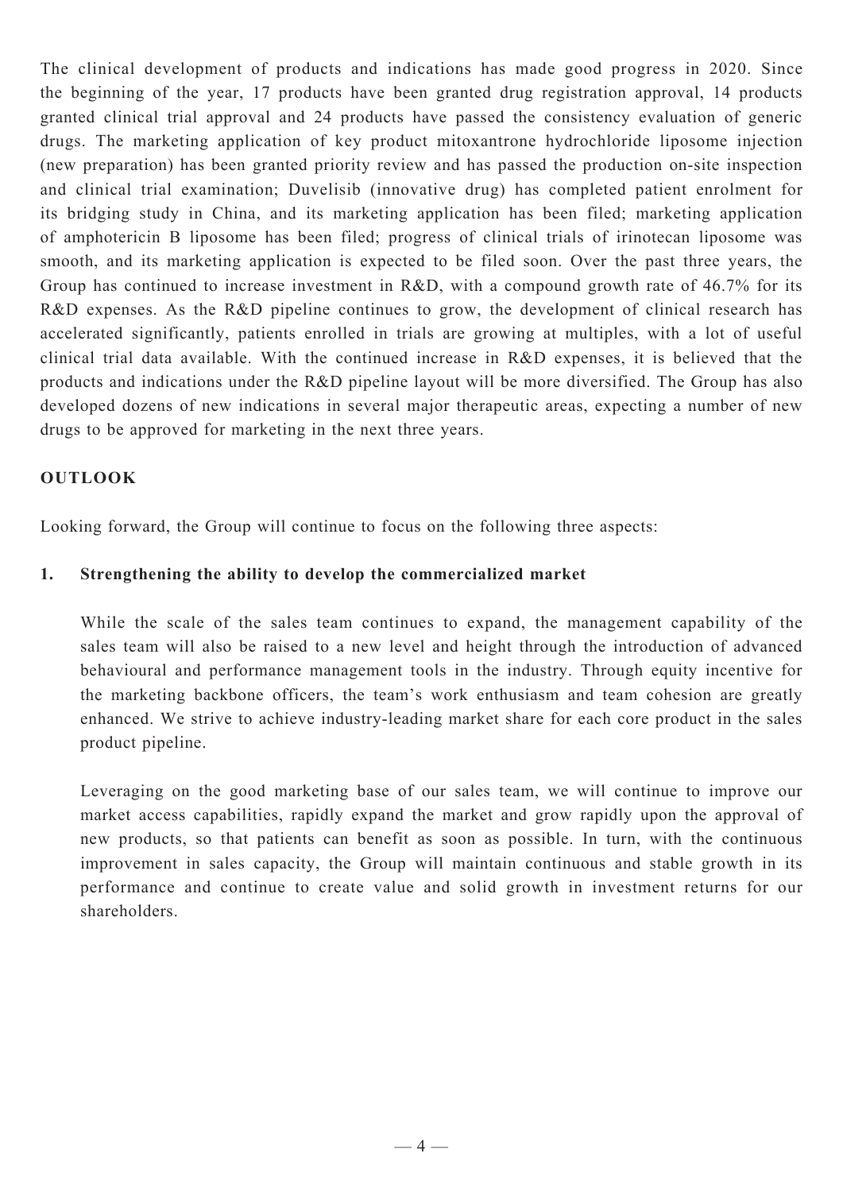The clinical development of products and indications has made good progress in 2020. Since the beginning of the year, 17 products have been granted drug registration approval, 14 products granted clinical trial approval and 24 products have passed the consistency evaluation of generic drugs. The marketing application of key product mitoxantrone hydrochloride liposome injection (new preparation) has been granted priority review and has passed the production on-site inspection and clinical trial examination; Duvelisib (innovative drug) has completed patient enrolment for its bridging study in China, and its marketing application has been filed; marketing application of amphotericin B liposome has been filed; progress of clinical trials of irinotecan liposome was smooth, and its marketing application is expected to be filed soon. Over the past three years, the Group has continued to increase investment in R&D, with a compound growth rate of 46.7% for its R&D expenses. As the R&D pipeline continues to grow, the development of clinical research has accelerated significantly, patients enrolled in trials are growing at multiples, with a lot of useful clinical trial data available. With the continued increase in R&D expenses, it is believed that the products and indications under the R&D pipeline layout will be more diversified. The Group has also developed dozens of new indications in several major therapeutic areas, expecting a number of new drugs to be approved for marketing in the next three years.

## OUTLOOK

Looking forward, the Group will continue to focus on the following three aspects:

### 1. Strengthening the ability to develop the commercialized market

While the scale of the sales team continues to expand, the management capability of the sales team will also be raised to a new level and height through the introduction of advanced behavioural and performance management tools in the industry. Through equity incentive for the marketing backbone officers, the team's work enthusiasm and team cohesion are greatly enhanced. We strive to achieve industry-leading market share for each core product in the sales product pipeline.

Leveraging on the good marketing base of our sales team, we will continue to improve our market access capabilities, rapidly expand the market and grow rapidly upon the approval of new products, so that patients can benefit as soon as possible. In turn, with the continuous improvement in sales capacity, the Group will maintain continuous and stable growth in its performance and continue to create value and solid growth in investment returns for our shareholders.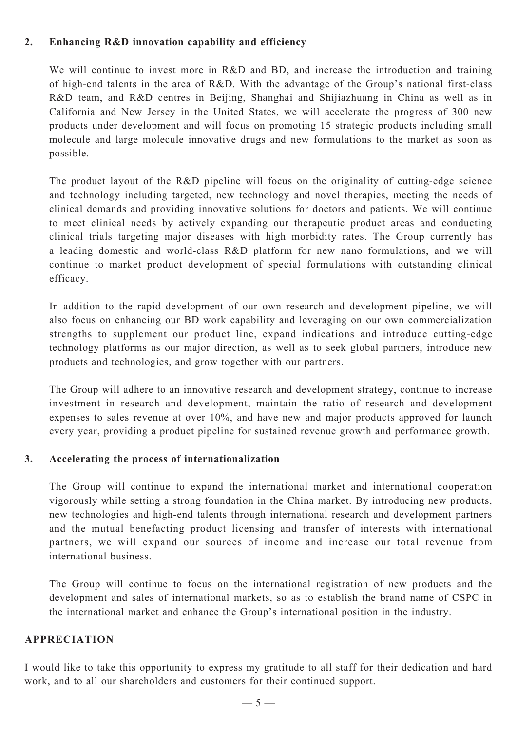**2. Enhancing R&D innovation capability and efficiency**

We will continue to invest more in R&D and BD, and increase the introduction and training of high-end talents in the area of R&D. With the advantage of the Group's national first-class R&D team, and R&D centres in Beijing, Shanghai and Shijiazhuang in China as well as in California and New Jersey in the United States, we will accelerate the progress of 300 new products under development and will focus on promoting 15 strategic products including small molecule and large molecule innovative drugs and new formulations to the market as soon as possible.

The product layout of the R&D pipeline will focus on the originality of cutting-edge science and technology including targeted, new technology and novel therapies, meeting the needs of clinical demands and providing innovative solutions for doctors and patients. We will continue to meet clinical needs by actively expanding our therapeutic product areas and conducting clinical trials targeting major diseases with high morbidity rates. The Group currently has a leading domestic and world-class R&D platform for new nano formulations, and we will continue to market product development of special formulations with outstanding clinical efficacy.

In addition to the rapid development of our own research and development pipeline, we will also focus on enhancing our BD work capability and leveraging on our own commercialization strengths to supplement our product line, expand indications and introduce cutting-edge technology platforms as our major direction, as well as to seek global partners, introduce new products and technologies, and grow together with our partners.

The Group will adhere to an innovative research and development strategy, continue to increase investment in research and development, maintain the ratio of research and development expenses to sales revenue at over 10%, and have new and major products approved for launch every year, providing a product pipeline for sustained revenue growth and performance growth.

**3. Accelerating the process of internationalization**

The Group will continue to expand the international market and international cooperation vigorously while setting a strong foundation in the China market. By introducing new products, new technologies and high-end talents through international research and development partners and the mutual benefacting product licensing and transfer of interests with international partners, we will expand our sources of income and increase our total revenue from international business.

The Group will continue to focus on the international registration of new products and the development and sales of international markets, so as to establish the brand name of CSPC in the international market and enhance the Group's international position in the industry.

## APPRECIATION

I would like to take this opportunity to express my gratitude to all staff for their dedication and hard work, and to all our shareholders and customers for their continued support.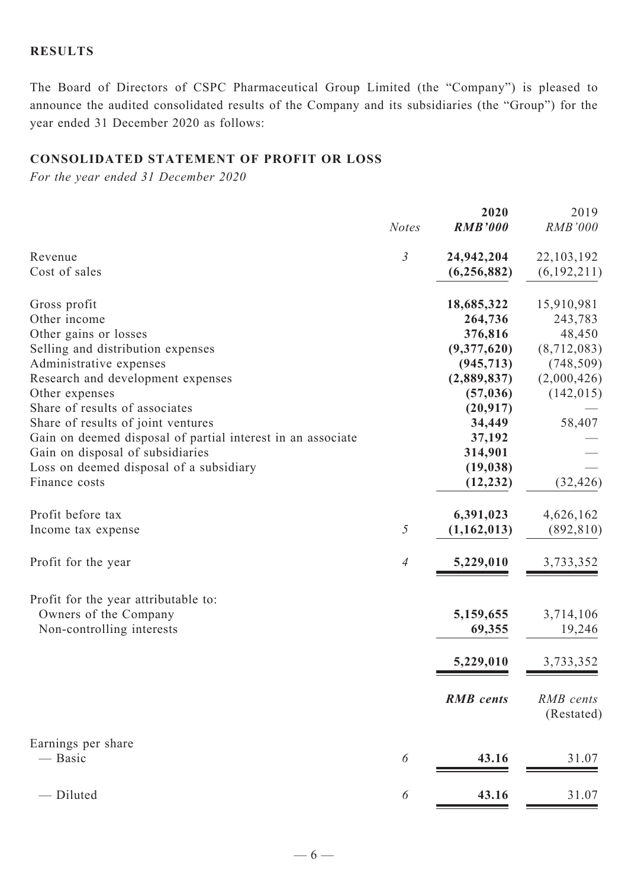## RESULTS

The Board of Directors of CSPC Pharmaceutical Group Limited (the "Company") is pleased to announce the audited consolidated results of the Company and its subsidiaries (the "Group") for the year ended 31 December 2020 as follows:

## CONSOLIDATED STATEMENT OF PROFIT OR LOSS

*For the year ended 31 December 2020*

| | *Notes* | **2020** | 2019 |
|---|---|---|---|
| | | ***RMB'000*** | *RMB'000* |
| Revenue | *3* | **24,942,204** | 22,103,192 |
| Cost of sales | | **(6,256,882)** | (6,192,211) |
| Gross profit | | **18,685,322** | 15,910,981 |
| Other income | | **264,736** | 243,783 |
| Other gains or losses | | **376,816** | 48,450 |
| Selling and distribution expenses | | **(9,377,620)** | (8,712,083) |
| Administrative expenses | | **(945,713)** | (748,509) |
| Research and development expenses | | **(2,889,837)** | (2,000,426) |
| Other expenses | | **(57,036)** | (142,015) |
| Share of results of associates | | **(20,917)** | — |
| Share of results of joint ventures | | **34,449** | 58,407 |
| Gain on deemed disposal of partial interest in an associate | | **37,192** | — |
| Gain on disposal of subsidiaries | | **314,901** | — |
| Loss on deemed disposal of a subsidiary | | **(19,038)** | — |
| Finance costs | | **(12,232)** | (32,426) |
| Profit before tax | | **6,391,023** | 4,626,162 |
| Income tax expense | *5* | **(1,162,013)** | (892,810) |
| Profit for the year | *4* | **5,229,010** | 3,733,352 |
| Profit for the year attributable to: | | | |
| Owners of the Company | | **5,159,655** | 3,714,106 |
| Non-controlling interests | | **69,355** | 19,246 |
| | | **5,229,010** | 3,733,352 |
| | | ***RMB cents*** | *RMB cents* (Restated) |
| Earnings per share | | | |
| — Basic | *6* | **43.16** | 31.07 |
| — Diluted | *6* | **43.16** | 31.07 |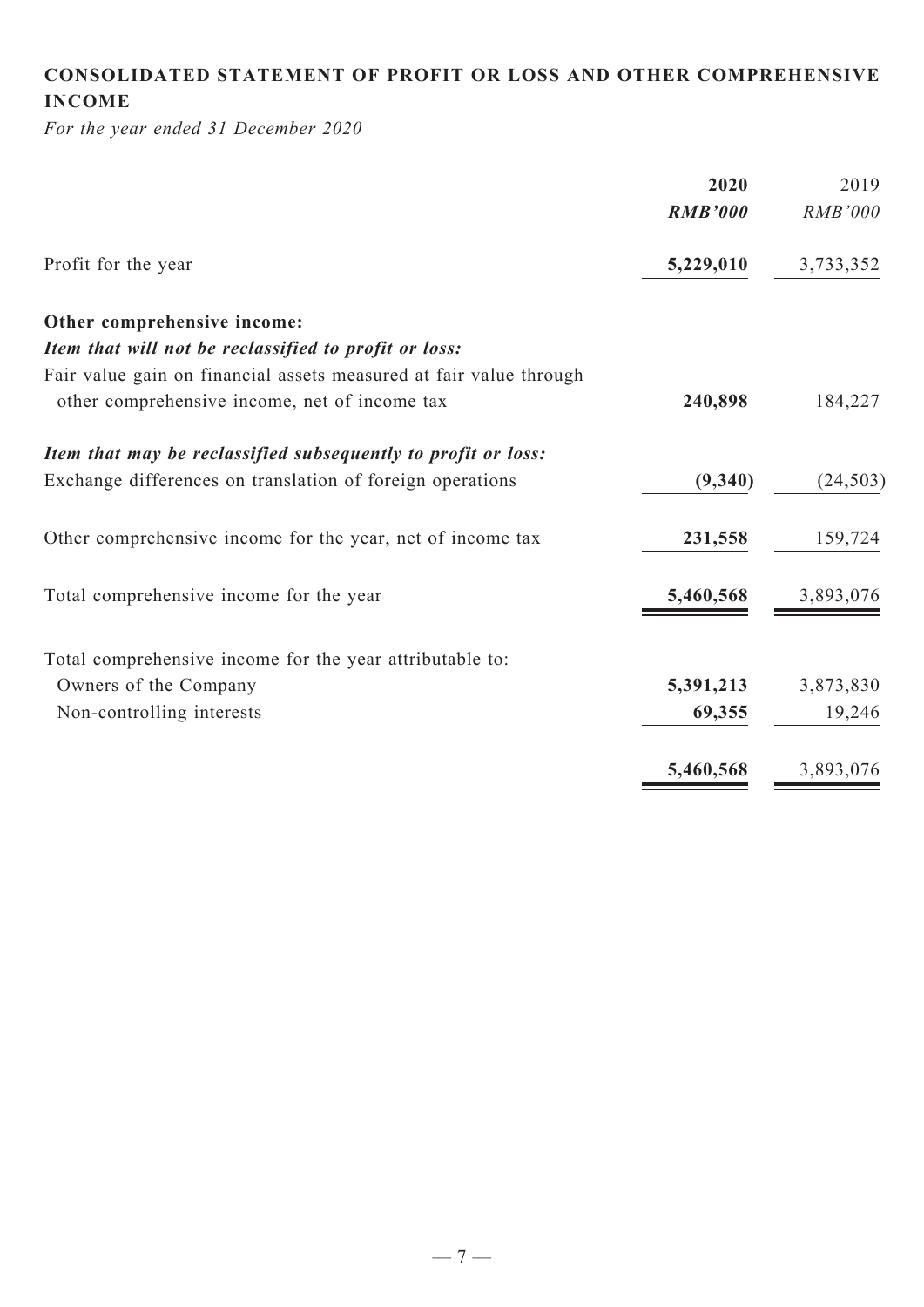## CONSOLIDATED STATEMENT OF PROFIT OR LOSS AND OTHER COMPREHENSIVE INCOME

*For the year ended 31 December 2020*

| | **2020** | 2019 |
|---|---|---|
| | ***RMB'000*** | *RMB'000* |
| Profit for the year | **5,229,010** | 3,733,352 |
| **Other comprehensive income:** | | |
| ***Item that will not be reclassified to profit or loss:*** | | |
| Fair value gain on financial assets measured at fair value through other comprehensive income, net of income tax | **240,898** | 184,227 |
| ***Item that may be reclassified subsequently to profit or loss:*** | | |
| Exchange differences on translation of foreign operations | **(9,340)** | (24,503) |
| Other comprehensive income for the year, net of income tax | **231,558** | 159,724 |
| Total comprehensive income for the year | **5,460,568** | 3,893,076 |
| Total comprehensive income for the year attributable to: | | |
| Owners of the Company | **5,391,213** | 3,873,830 |
| Non-controlling interests | **69,355** | 19,246 |
| | **5,460,568** | 3,893,076 |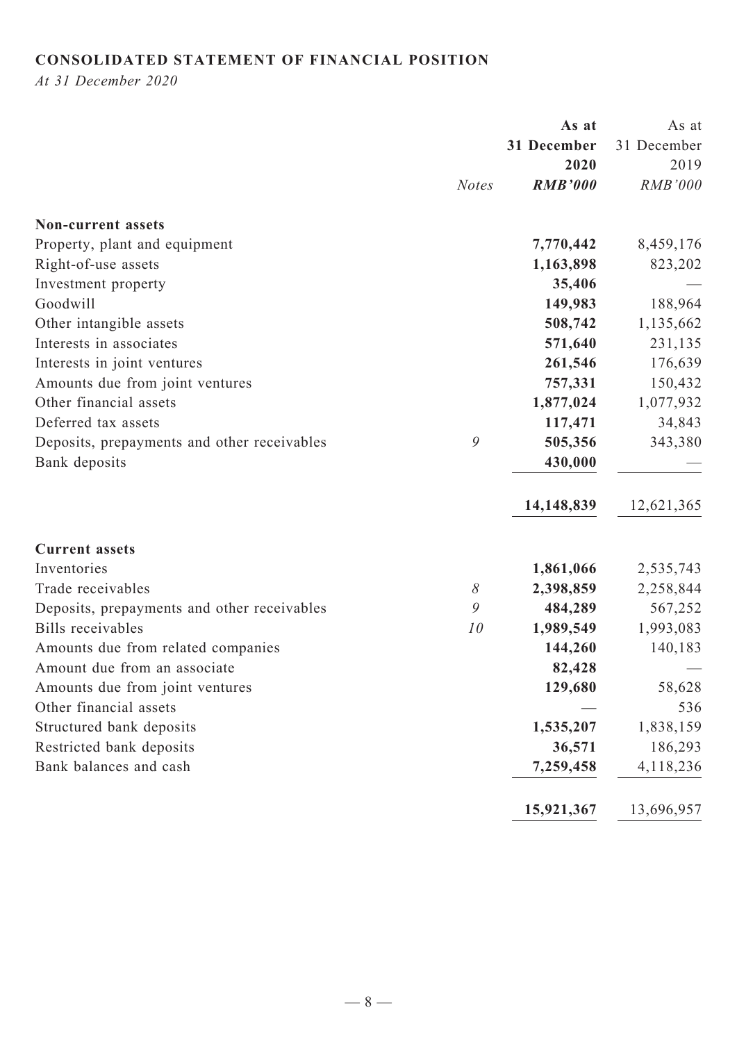## CONSOLIDATED STATEMENT OF FINANCIAL POSITION

*At 31 December 2020*

| | *Notes* | **As at 31 December 2020** ***RMB'000*** | As at 31 December 2019 *RMB'000* |
|---|---|---|---|
| **Non-current assets** | | | |
| Property, plant and equipment | | **7,770,442** | 8,459,176 |
| Right-of-use assets | | **1,163,898** | 823,202 |
| Investment property | | **35,406** | — |
| Goodwill | | **149,983** | 188,964 |
| Other intangible assets | | **508,742** | 1,135,662 |
| Interests in associates | | **571,640** | 231,135 |
| Interests in joint ventures | | **261,546** | 176,639 |
| Amounts due from joint ventures | | **757,331** | 150,432 |
| Other financial assets | | **1,877,024** | 1,077,932 |
| Deferred tax assets | | **117,471** | 34,843 |
| Deposits, prepayments and other receivables | *9* | **505,356** | 343,380 |
| Bank deposits | | **430,000** | — |
| | | **14,148,839** | 12,621,365 |
| **Current assets** | | | |
| Inventories | | **1,861,066** | 2,535,743 |
| Trade receivables | *8* | **2,398,859** | 2,258,844 |
| Deposits, prepayments and other receivables | *9* | **484,289** | 567,252 |
| Bills receivables | *10* | **1,989,549** | 1,993,083 |
| Amounts due from related companies | | **144,260** | 140,183 |
| Amount due from an associate | | **82,428** | — |
| Amounts due from joint ventures | | **129,680** | 58,628 |
| Other financial assets | | **—** | 536 |
| Structured bank deposits | | **1,535,207** | 1,838,159 |
| Restricted bank deposits | | **36,571** | 186,293 |
| Bank balances and cash | | **7,259,458** | 4,118,236 |
| | | **15,921,367** | 13,696,957 |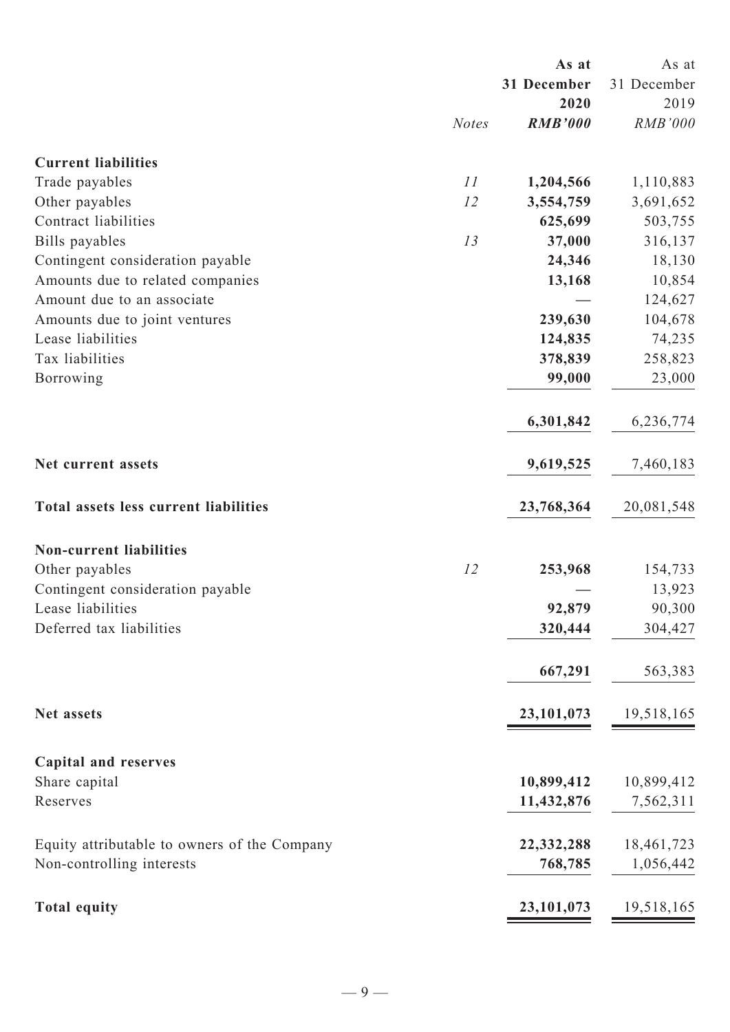| | Notes | As at 31 December 2020 RMB'000 | As at 31 December 2019 RMB'000 |
|---|---|---|---|
| **Current liabilities** | | | |
| Trade payables | 11 | **1,204,566** | 1,110,883 |
| Other payables | 12 | **3,554,759** | 3,691,652 |
| Contract liabilities | | **625,699** | 503,755 |
| Bills payables | 13 | **37,000** | 316,137 |
| Contingent consideration payable | | **24,346** | 18,130 |
| Amounts due to related companies | | **13,168** | 10,854 |
| Amount due to an associate | | **—** | 124,627 |
| Amounts due to joint ventures | | **239,630** | 104,678 |
| Lease liabilities | | **124,835** | 74,235 |
| Tax liabilities | | **378,839** | 258,823 |
| Borrowing | | **99,000** | 23,000 |
| | | **6,301,842** | 6,236,774 |
| **Net current assets** | | **9,619,525** | 7,460,183 |
| **Total assets less current liabilities** | | **23,768,364** | 20,081,548 |
| **Non-current liabilities** | | | |
| Other payables | 12 | **253,968** | 154,733 |
| Contingent consideration payable | | **—** | 13,923 |
| Lease liabilities | | **92,879** | 90,300 |
| Deferred tax liabilities | | **320,444** | 304,427 |
| | | **667,291** | 563,383 |
| **Net assets** | | **23,101,073** | 19,518,165 |
| **Capital and reserves** | | | |
| Share capital | | **10,899,412** | 10,899,412 |
| Reserves | | **11,432,876** | 7,562,311 |
| Equity attributable to owners of the Company | | **22,332,288** | 18,461,723 |
| Non-controlling interests | | **768,785** | 1,056,442 |
| **Total equity** | | **23,101,073** | 19,518,165 |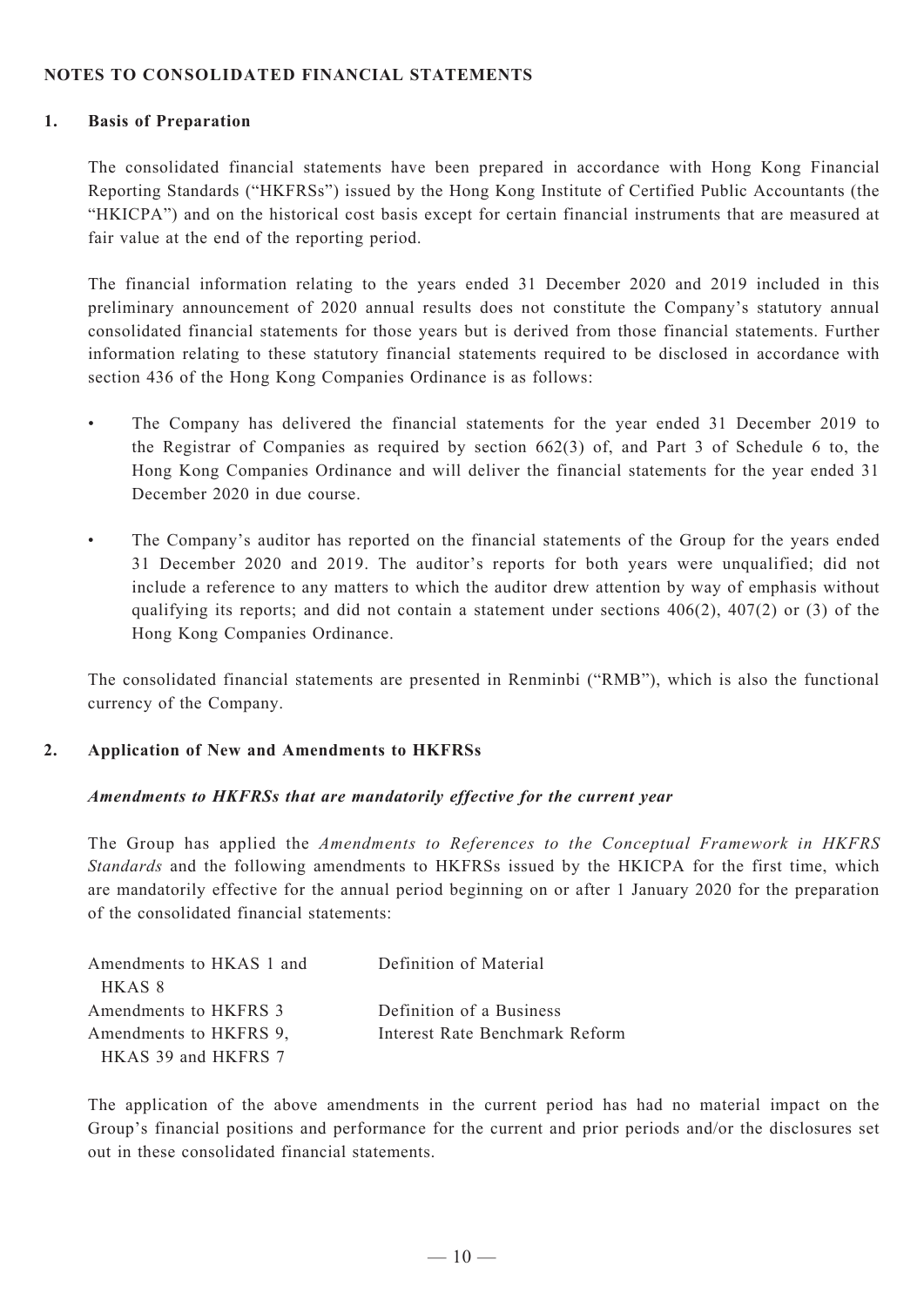## NOTES TO CONSOLIDATED FINANCIAL STATEMENTS

### 1. Basis of Preparation

The consolidated financial statements have been prepared in accordance with Hong Kong Financial Reporting Standards ("HKFRSs") issued by the Hong Kong Institute of Certified Public Accountants (the "HKICPA") and on the historical cost basis except for certain financial instruments that are measured at fair value at the end of the reporting period.

The financial information relating to the years ended 31 December 2020 and 2019 included in this preliminary announcement of 2020 annual results does not constitute the Company's statutory annual consolidated financial statements for those years but is derived from those financial statements. Further information relating to these statutory financial statements required to be disclosed in accordance with section 436 of the Hong Kong Companies Ordinance is as follows:

- The Company has delivered the financial statements for the year ended 31 December 2019 to the Registrar of Companies as required by section 662(3) of, and Part 3 of Schedule 6 to, the Hong Kong Companies Ordinance and will deliver the financial statements for the year ended 31 December 2020 in due course.
- The Company's auditor has reported on the financial statements of the Group for the years ended 31 December 2020 and 2019. The auditor's reports for both years were unqualified; did not include a reference to any matters to which the auditor drew attention by way of emphasis without qualifying its reports; and did not contain a statement under sections 406(2), 407(2) or (3) of the Hong Kong Companies Ordinance.

The consolidated financial statements are presented in Renminbi ("RMB"), which is also the functional currency of the Company.

### 2. Application of New and Amendments to HKFRSs

***Amendments to HKFRSs that are mandatorily effective for the current year***

The Group has applied the *Amendments to References to the Conceptual Framework in HKFRS Standards* and the following amendments to HKFRSs issued by the HKICPA for the first time, which are mandatorily effective for the annual period beginning on or after 1 January 2020 for the preparation of the consolidated financial statements:

| | |
|---|---|
| Amendments to HKAS 1 and HKAS 8 | Definition of Material |
| Amendments to HKFRS 3 | Definition of a Business |
| Amendments to HKFRS 9, HKAS 39 and HKFRS 7 | Interest Rate Benchmark Reform |

The application of the above amendments in the current period has had no material impact on the Group's financial positions and performance for the current and prior periods and/or the disclosures set out in these consolidated financial statements.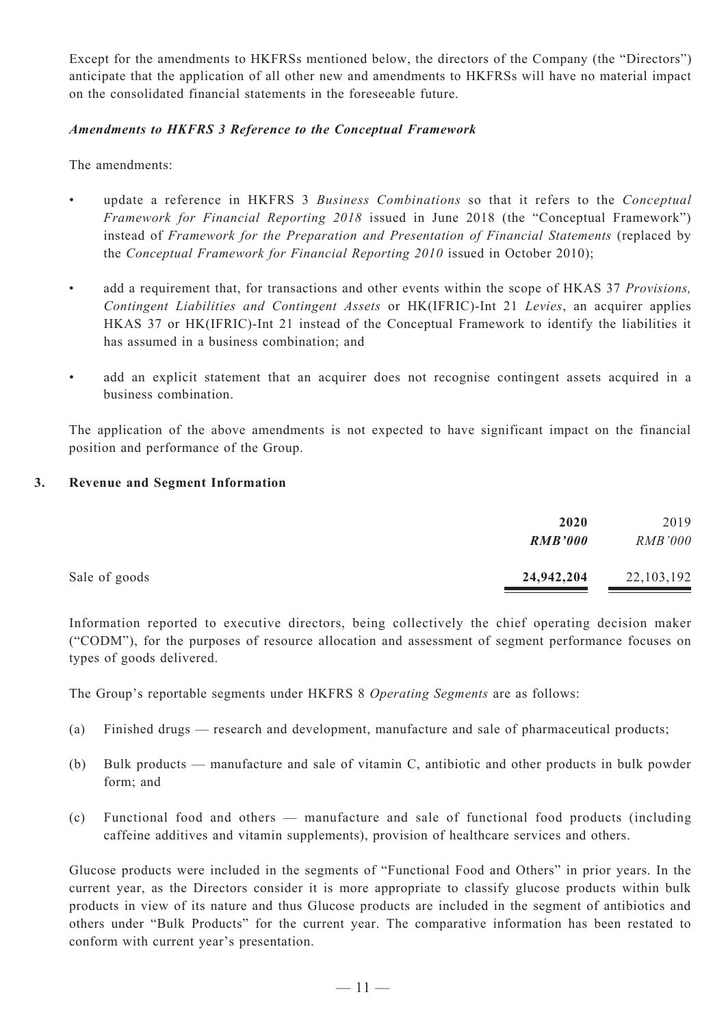Except for the amendments to HKFRSs mentioned below, the directors of the Company (the "Directors") anticipate that the application of all other new and amendments to HKFRSs will have no material impact on the consolidated financial statements in the foreseeable future.

***Amendments to HKFRS 3 Reference to the Conceptual Framework***

The amendments:

- update a reference in HKFRS 3 *Business Combinations* so that it refers to the *Conceptual Framework for Financial Reporting 2018* issued in June 2018 (the "Conceptual Framework") instead of *Framework for the Preparation and Presentation of Financial Statements* (replaced by the *Conceptual Framework for Financial Reporting 2010* issued in October 2010);
- add a requirement that, for transactions and other events within the scope of HKAS 37 *Provisions, Contingent Liabilities and Contingent Assets* or HK(IFRIC)-Int 21 *Levies*, an acquirer applies HKAS 37 or HK(IFRIC)-Int 21 instead of the Conceptual Framework to identify the liabilities it has assumed in a business combination; and
- add an explicit statement that an acquirer does not recognise contingent assets acquired in a business combination.

The application of the above amendments is not expected to have significant impact on the financial position and performance of the Group.

## 3. Revenue and Segment Information

| | **2020** | 2019 |
|---|---|---|
| | ***RMB'000*** | *RMB'000* |
| Sale of goods | **24,942,204** | 22,103,192 |

Information reported to executive directors, being collectively the chief operating decision maker ("CODM"), for the purposes of resource allocation and assessment of segment performance focuses on types of goods delivered.

The Group's reportable segments under HKFRS 8 *Operating Segments* are as follows:

(a) Finished drugs — research and development, manufacture and sale of pharmaceutical products;

(b) Bulk products — manufacture and sale of vitamin C, antibiotic and other products in bulk powder form; and

(c) Functional food and others — manufacture and sale of functional food products (including caffeine additives and vitamin supplements), provision of healthcare services and others.

Glucose products were included in the segments of "Functional Food and Others" in prior years. In the current year, as the Directors consider it is more appropriate to classify glucose products within bulk products in view of its nature and thus Glucose products are included in the segment of antibiotics and others under "Bulk Products" for the current year. The comparative information has been restated to conform with current year's presentation.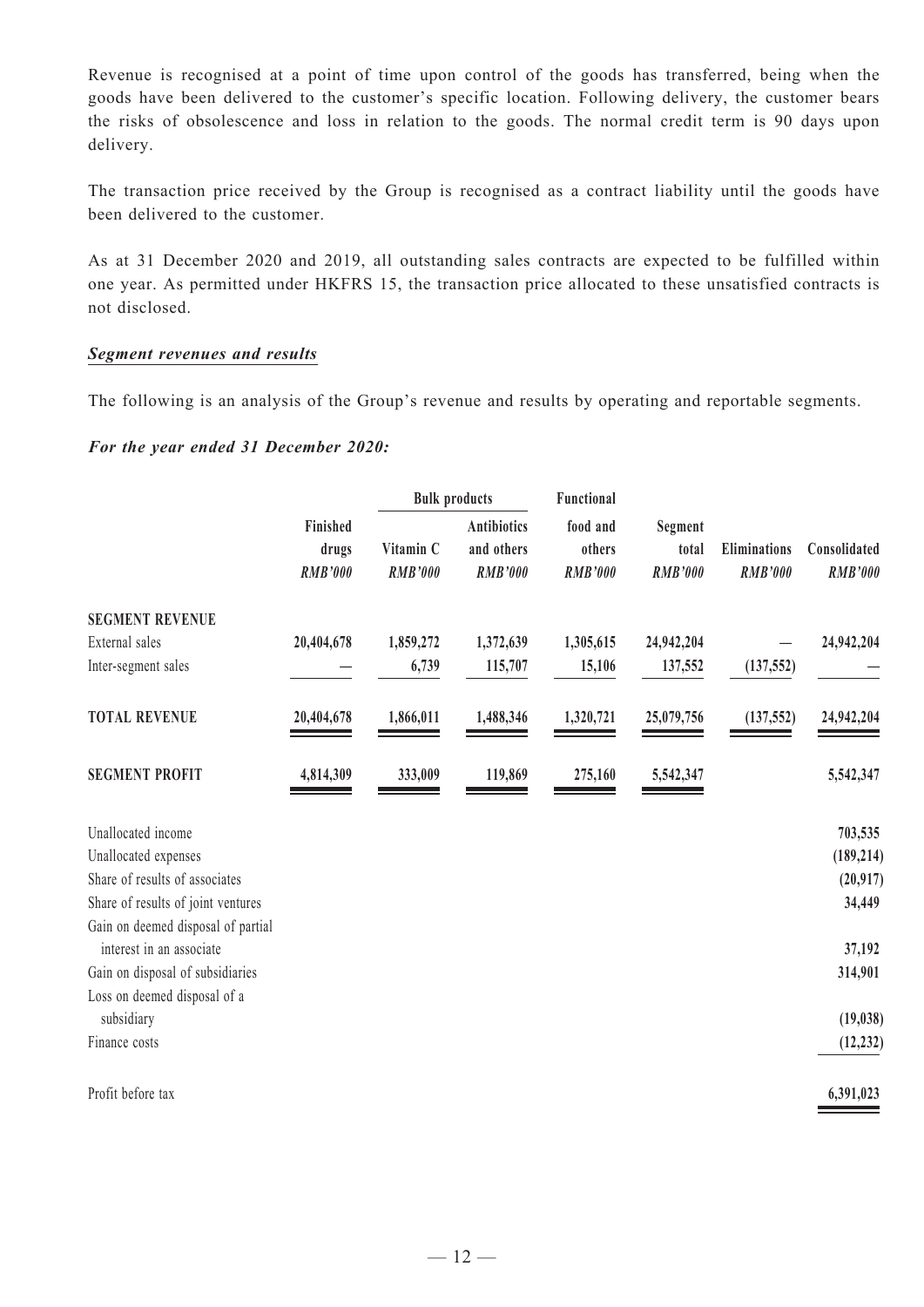Revenue is recognised at a point of time upon control of the goods has transferred, being when the goods have been delivered to the customer's specific location. Following delivery, the customer bears the risks of obsolescence and loss in relation to the goods. The normal credit term is 90 days upon delivery.

The transaction price received by the Group is recognised as a contract liability until the goods have been delivered to the customer.

As at 31 December 2020 and 2019, all outstanding sales contracts are expected to be fulfilled within one year. As permitted under HKFRS 15, the transaction price allocated to these unsatisfied contracts is not disclosed.

***Segment revenues and results***

The following is an analysis of the Group's revenue and results by operating and reportable segments.

***For the year ended 31 December 2020:***

| | | Bulk products | | Functional | | | |
|---|---|---|---|---|---|---|---|
| | Finished drugs | Vitamin C | Antibiotics and others | food and others | Segment total | Eliminations | Consolidated |
| | *RMB'000* | *RMB'000* | *RMB'000* | *RMB'000* | *RMB'000* | *RMB'000* | *RMB'000* |
| **SEGMENT REVENUE** | | | | | | | |
| External sales | 20,404,678 | 1,859,272 | 1,372,639 | 1,305,615 | 24,942,204 | — | 24,942,204 |
| Inter-segment sales | — | 6,739 | 115,707 | 15,106 | 137,552 | (137,552) | — |
| **TOTAL REVENUE** | 20,404,678 | 1,866,011 | 1,488,346 | 1,320,721 | 25,079,756 | (137,552) | 24,942,204 |
| **SEGMENT PROFIT** | 4,814,309 | 333,009 | 119,869 | 275,160 | 5,542,347 | | 5,542,347 |
| Unallocated income | | | | | | | 703,535 |
| Unallocated expenses | | | | | | | (189,214) |
| Share of results of associates | | | | | | | (20,917) |
| Share of results of joint ventures | | | | | | | 34,449 |
| Gain on deemed disposal of partial interest in an associate | | | | | | | 37,192 |
| Gain on disposal of subsidiaries | | | | | | | 314,901 |
| Loss on deemed disposal of a subsidiary | | | | | | | (19,038) |
| Finance costs | | | | | | | (12,232) |
| Profit before tax | | | | | | | 6,391,023 |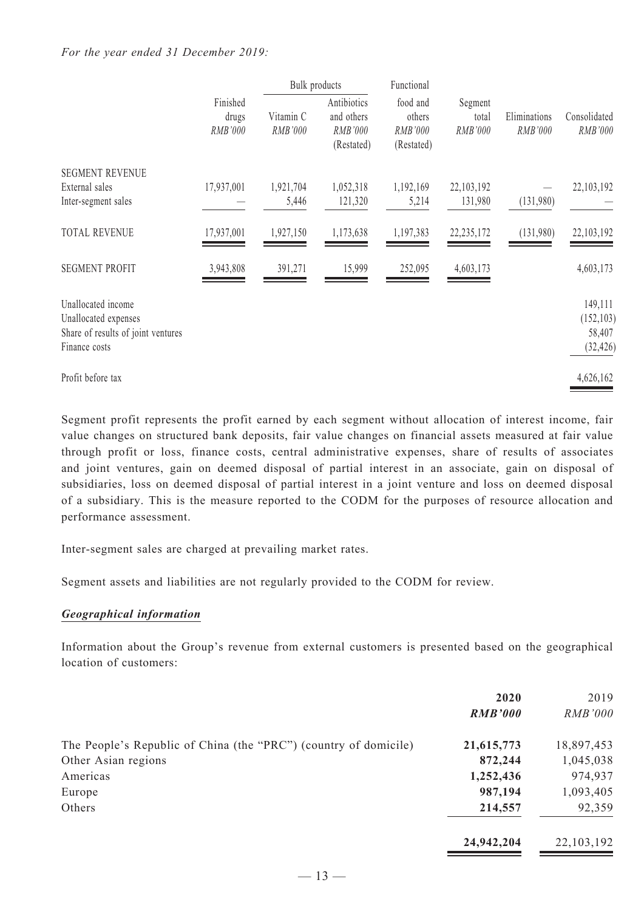*For the year ended 31 December 2019:*

| | Finished drugs RMB'000 | Bulk products | | Functional food and others RMB'000 (Restated) | Segment total RMB'000 | Eliminations RMB'000 | Consolidated RMB'000 |
|---|---|---|---|---|---|---|---|
| | | Vitamin C RMB'000 | Antibiotics and others RMB'000 (Restated) | | | | |
| SEGMENT REVENUE | | | | | | | |
| External sales | 17,937,001 | 1,921,704 | 1,052,318 | 1,192,169 | 22,103,192 | — | 22,103,192 |
| Inter-segment sales | — | 5,446 | 121,320 | 5,214 | 131,980 | (131,980) | — |
| TOTAL REVENUE | 17,937,001 | 1,927,150 | 1,173,638 | 1,197,383 | 22,235,172 | (131,980) | 22,103,192 |
| SEGMENT PROFIT | 3,943,808 | 391,271 | 15,999 | 252,095 | 4,603,173 | | 4,603,173 |
| Unallocated income | | | | | | | 149,111 |
| Unallocated expenses | | | | | | | (152,103) |
| Share of results of joint ventures | | | | | | | 58,407 |
| Finance costs | | | | | | | (32,426) |
| Profit before tax | | | | | | | 4,626,162 |

Segment profit represents the profit earned by each segment without allocation of interest income, fair value changes on structured bank deposits, fair value changes on financial assets measured at fair value through profit or loss, finance costs, central administrative expenses, share of results of associates and joint ventures, gain on deemed disposal of partial interest in an associate, gain on disposal of subsidiaries, loss on deemed disposal of partial interest in a joint venture and loss on deemed disposal of a subsidiary. This is the measure reported to the CODM for the purposes of resource allocation and performance assessment.

Inter-segment sales are charged at prevailing market rates.

Segment assets and liabilities are not regularly provided to the CODM for review.

***Geographical information***

Information about the Group's revenue from external customers is presented based on the geographical location of customers:

| | **2020** | 2019 |
|---|---|---|
| | ***RMB'000*** | *RMB'000* |
| The People's Republic of China (the "PRC") (country of domicile) | **21,615,773** | 18,897,453 |
| Other Asian regions | **872,244** | 1,045,038 |
| Americas | **1,252,436** | 974,937 |
| Europe | **987,194** | 1,093,405 |
| Others | **214,557** | 92,359 |
| | **24,942,204** | 22,103,192 |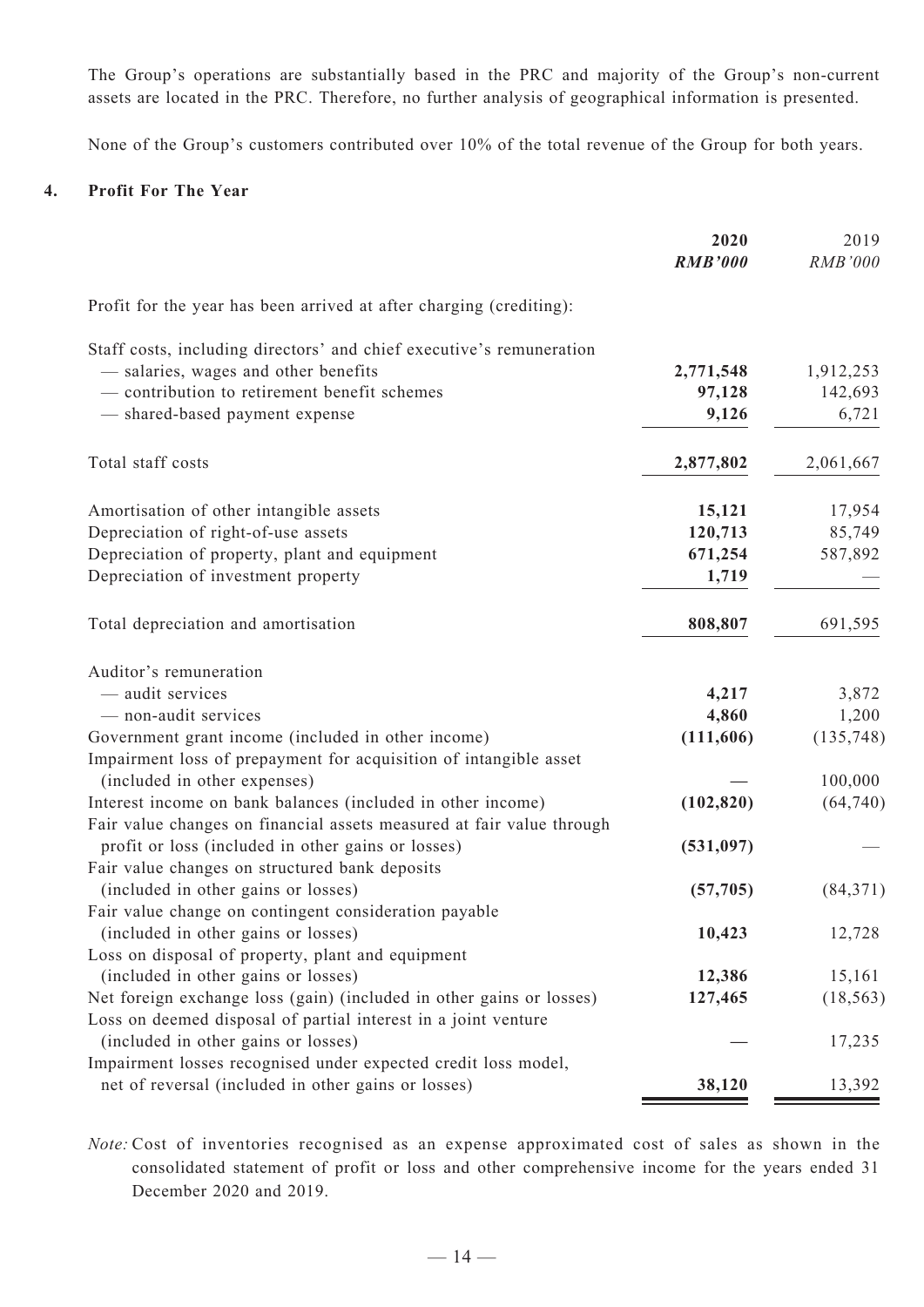The Group's operations are substantially based in the PRC and majority of the Group's non-current assets are located in the PRC. Therefore, no further analysis of geographical information is presented.

None of the Group's customers contributed over 10% of the total revenue of the Group for both years.

## 4. Profit For The Year

| | **2020** | 2019 |
|---|---|---|
| | ***RMB'000*** | *RMB'000* |
| Profit for the year has been arrived at after charging (crediting): | | |
| Staff costs, including directors' and chief executive's remuneration | | |
| — salaries, wages and other benefits | **2,771,548** | 1,912,253 |
| — contribution to retirement benefit schemes | **97,128** | 142,693 |
| — shared-based payment expense | **9,126** | 6,721 |
| Total staff costs | **2,877,802** | 2,061,667 |
| Amortisation of other intangible assets | **15,121** | 17,954 |
| Depreciation of right-of-use assets | **120,713** | 85,749 |
| Depreciation of property, plant and equipment | **671,254** | 587,892 |
| Depreciation of investment property | **1,719** | — |
| Total depreciation and amortisation | **808,807** | 691,595 |
| Auditor's remuneration | | |
| — audit services | **4,217** | 3,872 |
| — non-audit services | **4,860** | 1,200 |
| Government grant income (included in other income) | **(111,606)** | (135,748) |
| Impairment loss of prepayment for acquisition of intangible asset (included in other expenses) | **—** | 100,000 |
| Interest income on bank balances (included in other income) | **(102,820)** | (64,740) |
| Fair value changes on financial assets measured at fair value through profit or loss (included in other gains or losses) | **(531,097)** | — |
| Fair value changes on structured bank deposits (included in other gains or losses) | **(57,705)** | (84,371) |
| Fair value change on contingent consideration payable (included in other gains or losses) | **10,423** | 12,728 |
| Loss on disposal of property, plant and equipment (included in other gains or losses) | **12,386** | 15,161 |
| Net foreign exchange loss (gain) (included in other gains or losses) | **127,465** | (18,563) |
| Loss on deemed disposal of partial interest in a joint venture (included in other gains or losses) | **—** | 17,235 |
| Impairment losses recognised under expected credit loss model, net of reversal (included in other gains or losses) | **38,120** | 13,392 |

*Note:* Cost of inventories recognised as an expense approximated cost of sales as shown in the consolidated statement of profit or loss and other comprehensive income for the years ended 31 December 2020 and 2019.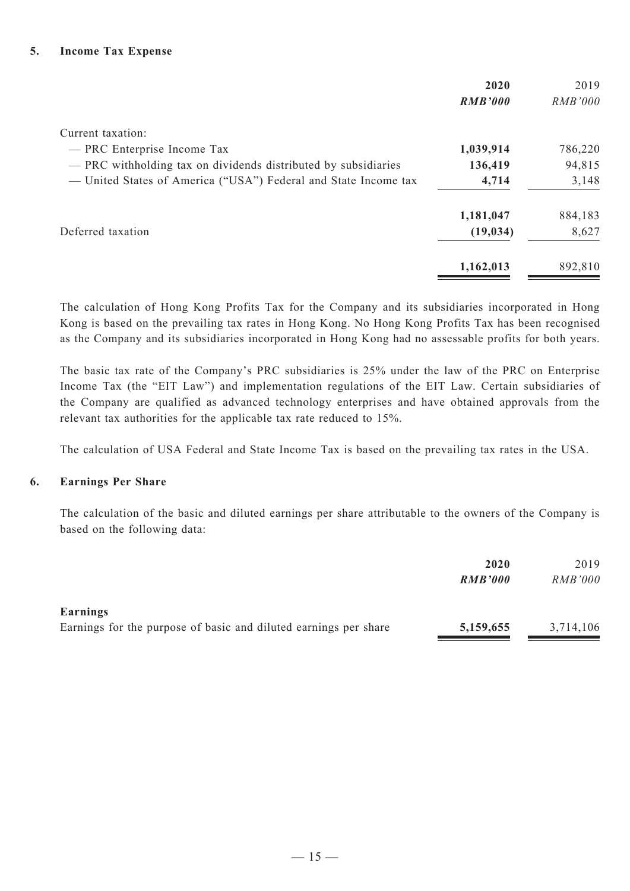## 5. Income Tax Expense

| | **2020** | 2019 |
|---|---|---|
| | ***RMB'000*** | *RMB'000* |
| Current taxation: | | |
| — PRC Enterprise Income Tax | **1,039,914** | 786,220 |
| — PRC withholding tax on dividends distributed by subsidiaries | **136,419** | 94,815 |
| — United States of America ("USA") Federal and State Income tax | **4,714** | 3,148 |
| | **1,181,047** | 884,183 |
| Deferred taxation | **(19,034)** | 8,627 |
| | **1,162,013** | 892,810 |

The calculation of Hong Kong Profits Tax for the Company and its subsidiaries incorporated in Hong Kong is based on the prevailing tax rates in Hong Kong. No Hong Kong Profits Tax has been recognised as the Company and its subsidiaries incorporated in Hong Kong had no assessable profits for both years.

The basic tax rate of the Company's PRC subsidiaries is 25% under the law of the PRC on Enterprise Income Tax (the "EIT Law") and implementation regulations of the EIT Law. Certain subsidiaries of the Company are qualified as advanced technology enterprises and have obtained approvals from the relevant tax authorities for the applicable tax rate reduced to 15%.

The calculation of USA Federal and State Income Tax is based on the prevailing tax rates in the USA.

## 6. Earnings Per Share

The calculation of the basic and diluted earnings per share attributable to the owners of the Company is based on the following data:

| | **2020** | 2019 |
|---|---|---|
| | ***RMB'000*** | *RMB'000* |
| **Earnings** | | |
| Earnings for the purpose of basic and diluted earnings per share | **5,159,655** | 3,714,106 |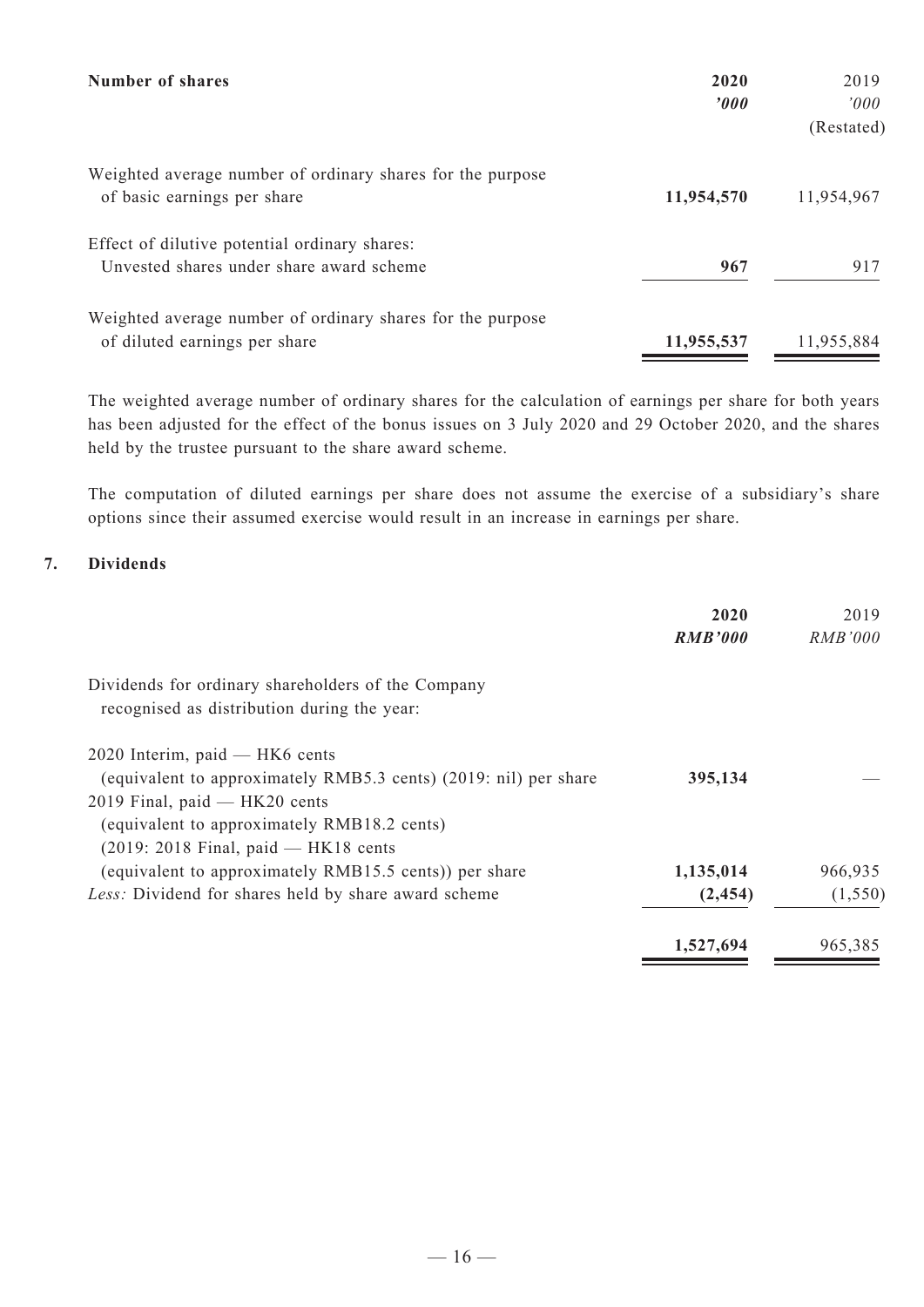| Number of shares | 2020 | 2019 |
| --- | --- | --- |
| | **'000** | '000 |
| | | (Restated) |
| Weighted average number of ordinary shares for the purpose of basic earnings per share | **11,954,570** | 11,954,967 |
| Effect of dilutive potential ordinary shares: | | |
| Unvested shares under share award scheme | **967** | 917 |
| Weighted average number of ordinary shares for the purpose of diluted earnings per share | **11,955,537** | 11,955,884 |

The weighted average number of ordinary shares for the calculation of earnings per share for both years has been adjusted for the effect of the bonus issues on 3 July 2020 and 29 October 2020, and the shares held by the trustee pursuant to the share award scheme.

The computation of diluted earnings per share does not assume the exercise of a subsidiary's share options since their assumed exercise would result in an increase in earnings per share.

## 7. Dividends

| | 2020 | 2019 |
| --- | --- | --- |
| | ***RMB'000*** | *RMB'000* |
| Dividends for ordinary shareholders of the Company recognised as distribution during the year: | | |
| 2020 Interim, paid — HK6 cents (equivalent to approximately RMB5.3 cents) (2019: nil) per share | **395,134** | — |
| 2019 Final, paid — HK20 cents (equivalent to approximately RMB18.2 cents) (2019: 2018 Final, paid — HK18 cents (equivalent to approximately RMB15.5 cents)) per share | **1,135,014** | 966,935 |
| *Less:* Dividend for shares held by share award scheme | **(2,454)** | (1,550) |
| | **1,527,694** | 965,385 |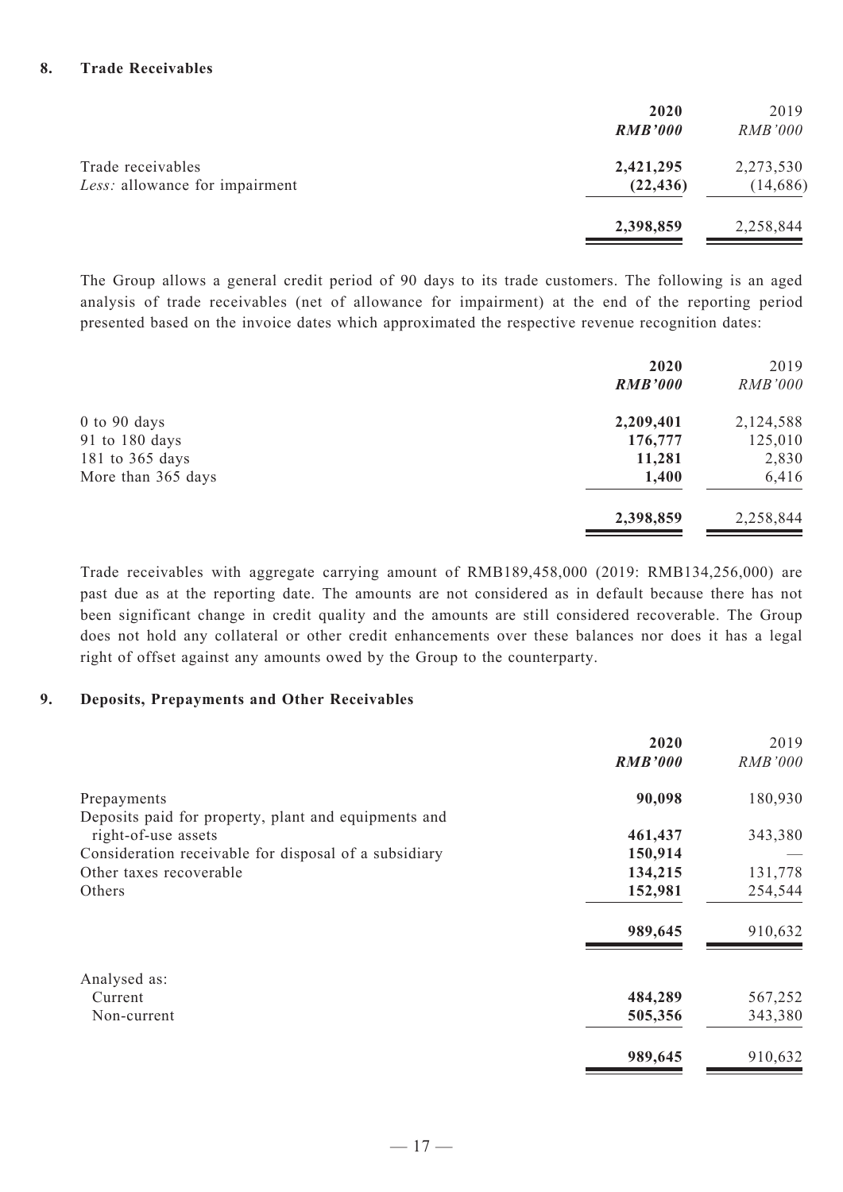## 8. Trade Receivables

| | **2020** | 2019 |
|---|---|---|
| | ***RMB'000*** | *RMB'000* |
| Trade receivables | **2,421,295** | 2,273,530 |
| *Less:* allowance for impairment | **(22,436)** | (14,686) |
| | **2,398,859** | 2,258,844 |

The Group allows a general credit period of 90 days to its trade customers. The following is an aged analysis of trade receivables (net of allowance for impairment) at the end of the reporting period presented based on the invoice dates which approximated the respective revenue recognition dates:

| | **2020** | 2019 |
|---|---|---|
| | ***RMB'000*** | *RMB'000* |
| 0 to 90 days | **2,209,401** | 2,124,588 |
| 91 to 180 days | **176,777** | 125,010 |
| 181 to 365 days | **11,281** | 2,830 |
| More than 365 days | **1,400** | 6,416 |
| | **2,398,859** | 2,258,844 |

Trade receivables with aggregate carrying amount of RMB189,458,000 (2019: RMB134,256,000) are past due as at the reporting date. The amounts are not considered as in default because there has not been significant change in credit quality and the amounts are still considered recoverable. The Group does not hold any collateral or other credit enhancements over these balances nor does it has a legal right of offset against any amounts owed by the Group to the counterparty.

## 9. Deposits, Prepayments and Other Receivables

| | **2020** | 2019 |
|---|---|---|
| | ***RMB'000*** | *RMB'000* |
| Prepayments | **90,098** | 180,930 |
| Deposits paid for property, plant and equipments and right-of-use assets | **461,437** | 343,380 |
| Consideration receivable for disposal of a subsidiary | **150,914** | — |
| Other taxes recoverable | **134,215** | 131,778 |
| Others | **152,981** | 254,544 |
| | **989,645** | 910,632 |
| Analysed as: | | |
| Current | **484,289** | 567,252 |
| Non-current | **505,356** | 343,380 |
| | **989,645** | 910,632 |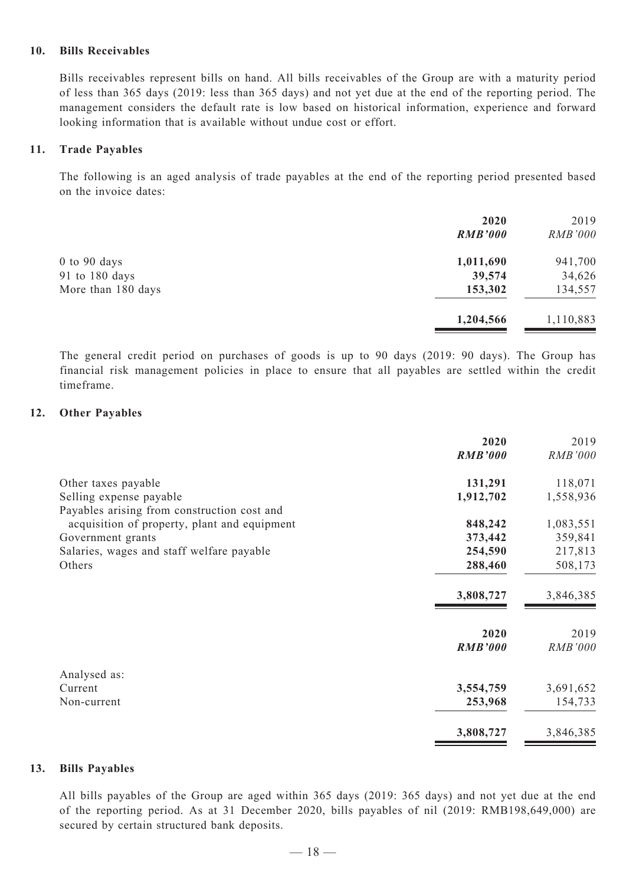### 10. Bills Receivables

Bills receivables represent bills on hand. All bills receivables of the Group are with a maturity period of less than 365 days (2019: less than 365 days) and not yet due at the end of the reporting period. The management considers the default rate is low based on historical information, experience and forward looking information that is available without undue cost or effort.

### 11. Trade Payables

The following is an aged analysis of trade payables at the end of the reporting period presented based on the invoice dates:

| | 2020<br>*RMB'000* | 2019<br>*RMB'000* |
|---|---|---|
| 0 to 90 days | **1,011,690** | 941,700 |
| 91 to 180 days | **39,574** | 34,626 |
| More than 180 days | **153,302** | 134,557 |
| | **1,204,566** | 1,110,883 |

The general credit period on purchases of goods is up to 90 days (2019: 90 days). The Group has financial risk management policies in place to ensure that all payables are settled within the credit timeframe.

### 12. Other Payables

| | 2020<br>*RMB'000* | 2019<br>*RMB'000* |
|---|---|---|
| Other taxes payable | **131,291** | 118,071 |
| Selling expense payable | **1,912,702** | 1,558,936 |
| Payables arising from construction cost and acquisition of property, plant and equipment | **848,242** | 1,083,551 |
| Government grants | **373,442** | 359,841 |
| Salaries, wages and staff welfare payable | **254,590** | 217,813 |
| Others | **288,460** | 508,173 |
| | **3,808,727** | 3,846,385 |

| | 2020<br>*RMB'000* | 2019<br>*RMB'000* |
|---|---|---|
| Analysed as: | | |
| Current | **3,554,759** | 3,691,652 |
| Non-current | **253,968** | 154,733 |
| | **3,808,727** | 3,846,385 |

### 13. Bills Payables

All bills payables of the Group are aged within 365 days (2019: 365 days) and not yet due at the end of the reporting period. As at 31 December 2020, bills payables of nil (2019: RMB198,649,000) are secured by certain structured bank deposits.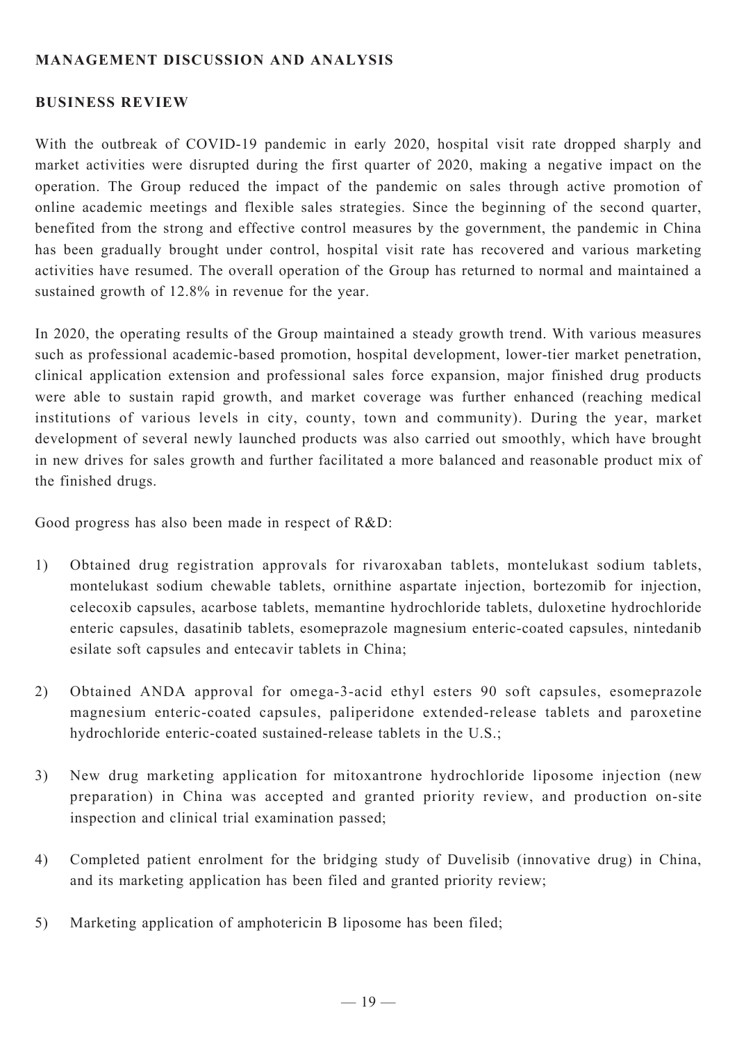## MANAGEMENT DISCUSSION AND ANALYSIS

### BUSINESS REVIEW

With the outbreak of COVID-19 pandemic in early 2020, hospital visit rate dropped sharply and market activities were disrupted during the first quarter of 2020, making a negative impact on the operation. The Group reduced the impact of the pandemic on sales through active promotion of online academic meetings and flexible sales strategies. Since the beginning of the second quarter, benefited from the strong and effective control measures by the government, the pandemic in China has been gradually brought under control, hospital visit rate has recovered and various marketing activities have resumed. The overall operation of the Group has returned to normal and maintained a sustained growth of 12.8% in revenue for the year.

In 2020, the operating results of the Group maintained a steady growth trend. With various measures such as professional academic-based promotion, hospital development, lower-tier market penetration, clinical application extension and professional sales force expansion, major finished drug products were able to sustain rapid growth, and market coverage was further enhanced (reaching medical institutions of various levels in city, county, town and community). During the year, market development of several newly launched products was also carried out smoothly, which have brought in new drives for sales growth and further facilitated a more balanced and reasonable product mix of the finished drugs.

Good progress has also been made in respect of R&D:

1) Obtained drug registration approvals for rivaroxaban tablets, montelukast sodium tablets, montelukast sodium chewable tablets, ornithine aspartate injection, bortezomib for injection, celecoxib capsules, acarbose tablets, memantine hydrochloride tablets, duloxetine hydrochloride enteric capsules, dasatinib tablets, esomeprazole magnesium enteric-coated capsules, nintedanib esilate soft capsules and entecavir tablets in China;

2) Obtained ANDA approval for omega-3-acid ethyl esters 90 soft capsules, esomeprazole magnesium enteric-coated capsules, paliperidone extended-release tablets and paroxetine hydrochloride enteric-coated sustained-release tablets in the U.S.;

3) New drug marketing application for mitoxantrone hydrochloride liposome injection (new preparation) in China was accepted and granted priority review, and production on-site inspection and clinical trial examination passed;

4) Completed patient enrolment for the bridging study of Duvelisib (innovative drug) in China, and its marketing application has been filed and granted priority review;

5) Marketing application of amphotericin B liposome has been filed;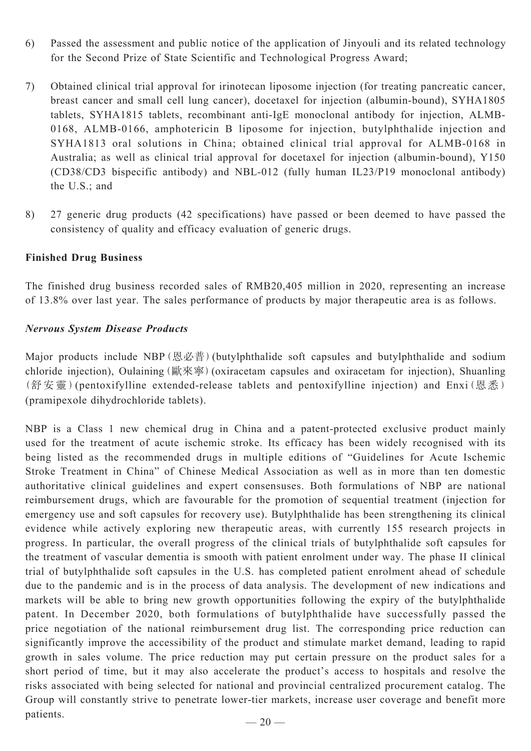6) Passed the assessment and public notice of the application of Jinyouli and its related technology for the Second Prize of State Scientific and Technological Progress Award;

7) Obtained clinical trial approval for irinotecan liposome injection (for treating pancreatic cancer, breast cancer and small cell lung cancer), docetaxel for injection (albumin-bound), SYHA1805 tablets, SYHA1815 tablets, recombinant anti-IgE monoclonal antibody for injection, ALMB-0168, ALMB-0166, amphotericin B liposome for injection, butylphthalide injection and SYHA1813 oral solutions in China; obtained clinical trial approval for ALMB-0168 in Australia; as well as clinical trial approval for docetaxel for injection (albumin-bound), Y150 (CD38/CD3 bispecific antibody) and NBL-012 (fully human IL23/P19 monoclonal antibody) the U.S.; and

8) 27 generic drug products (42 specifications) have passed or been deemed to have passed the consistency of quality and efficacy evaluation of generic drugs.

**Finished Drug Business**

The finished drug business recorded sales of RMB20,405 million in 2020, representing an increase of 13.8% over last year. The sales performance of products by major therapeutic area is as follows.

***Nervous System Disease Products***

Major products include NBP (恩必普) (butylphthalide soft capsules and butylphthalide and sodium chloride injection), Oulaining (歐來寧) (oxiracetam capsules and oxiracetam for injection), Shuanling (舒安靈) (pentoxifylline extended-release tablets and pentoxifylline injection) and Enxi (恩悉) (pramipexole dihydrochloride tablets).

NBP is a Class 1 new chemical drug in China and a patent-protected exclusive product mainly used for the treatment of acute ischemic stroke. Its efficacy has been widely recognised with its being listed as the recommended drugs in multiple editions of "Guidelines for Acute Ischemic Stroke Treatment in China" of Chinese Medical Association as well as in more than ten domestic authoritative clinical guidelines and expert consensuses. Both formulations of NBP are national reimbursement drugs, which are favourable for the promotion of sequential treatment (injection for emergency use and soft capsules for recovery use). Butylphthalide has been strengthening its clinical evidence while actively exploring new therapeutic areas, with currently 155 research projects in progress. In particular, the overall progress of the clinical trials of butylphthalide soft capsules for the treatment of vascular dementia is smooth with patient enrolment under way. The phase II clinical trial of butylphthalide soft capsules in the U.S. has completed patient enrolment ahead of schedule due to the pandemic and is in the process of data analysis. The development of new indications and markets will be able to bring new growth opportunities following the expiry of the butylphthalide patent. In December 2020, both formulations of butylphthalide have successfully passed the price negotiation of the national reimbursement drug list. The corresponding price reduction can significantly improve the accessibility of the product and stimulate market demand, leading to rapid growth in sales volume. The price reduction may put certain pressure on the product sales for a short period of time, but it may also accelerate the product's access to hospitals and resolve the risks associated with being selected for national and provincial centralized procurement catalog. The Group will constantly strive to penetrate lower-tier markets, increase user coverage and benefit more patients.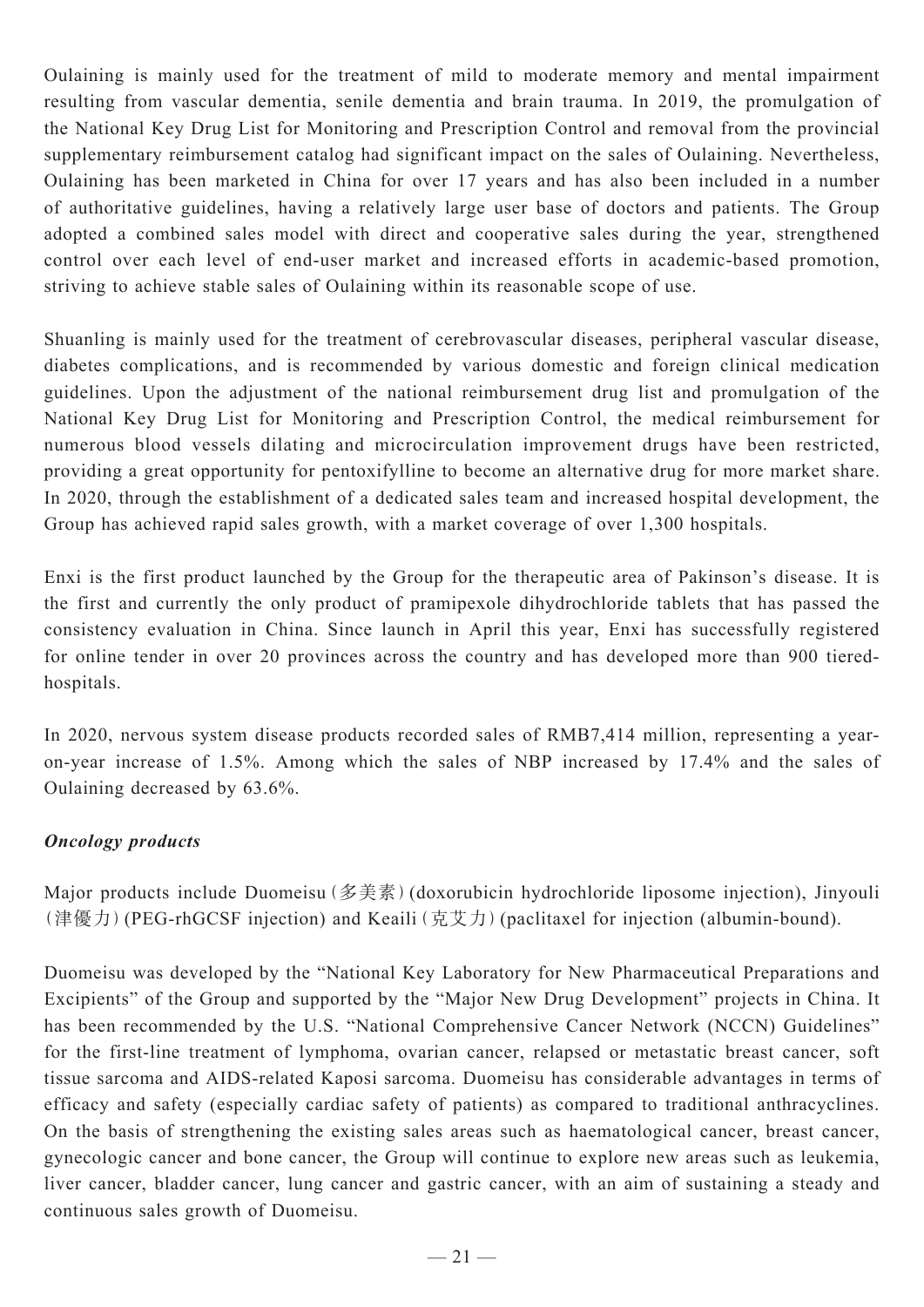Oulaining is mainly used for the treatment of mild to moderate memory and mental impairment resulting from vascular dementia, senile dementia and brain trauma. In 2019, the promulgation of the National Key Drug List for Monitoring and Prescription Control and removal from the provincial supplementary reimbursement catalog had significant impact on the sales of Oulaining. Nevertheless, Oulaining has been marketed in China for over 17 years and has also been included in a number of authoritative guidelines, having a relatively large user base of doctors and patients. The Group adopted a combined sales model with direct and cooperative sales during the year, strengthened control over each level of end-user market and increased efforts in academic-based promotion, striving to achieve stable sales of Oulaining within its reasonable scope of use.

Shuanling is mainly used for the treatment of cerebrovascular diseases, peripheral vascular disease, diabetes complications, and is recommended by various domestic and foreign clinical medication guidelines. Upon the adjustment of the national reimbursement drug list and promulgation of the National Key Drug List for Monitoring and Prescription Control, the medical reimbursement for numerous blood vessels dilating and microcirculation improvement drugs have been restricted, providing a great opportunity for pentoxifylline to become an alternative drug for more market share. In 2020, through the establishment of a dedicated sales team and increased hospital development, the Group has achieved rapid sales growth, with a market coverage of over 1,300 hospitals.

Enxi is the first product launched by the Group for the therapeutic area of Pakinson's disease. It is the first and currently the only product of pramipexole dihydrochloride tablets that has passed the consistency evaluation in China. Since launch in April this year, Enxi has successfully registered for online tender in over 20 provinces across the country and has developed more than 900 tiered-hospitals.

In 2020, nervous system disease products recorded sales of RMB7,414 million, representing a year-on-year increase of 1.5%. Among which the sales of NBP increased by 17.4% and the sales of Oulaining decreased by 63.6%.

***Oncology products***

Major products include Duomeisu (多美素) (doxorubicin hydrochloride liposome injection), Jinyouli (津優力) (PEG-rhGCSF injection) and Keaili (克艾力) (paclitaxel for injection (albumin-bound).

Duomeisu was developed by the "National Key Laboratory for New Pharmaceutical Preparations and Excipients" of the Group and supported by the "Major New Drug Development" projects in China. It has been recommended by the U.S. "National Comprehensive Cancer Network (NCCN) Guidelines" for the first-line treatment of lymphoma, ovarian cancer, relapsed or metastatic breast cancer, soft tissue sarcoma and AIDS-related Kaposi sarcoma. Duomeisu has considerable advantages in terms of efficacy and safety (especially cardiac safety of patients) as compared to traditional anthracyclines. On the basis of strengthening the existing sales areas such as haematological cancer, breast cancer, gynecologic cancer and bone cancer, the Group will continue to explore new areas such as leukemia, liver cancer, bladder cancer, lung cancer and gastric cancer, with an aim of sustaining a steady and continuous sales growth of Duomeisu.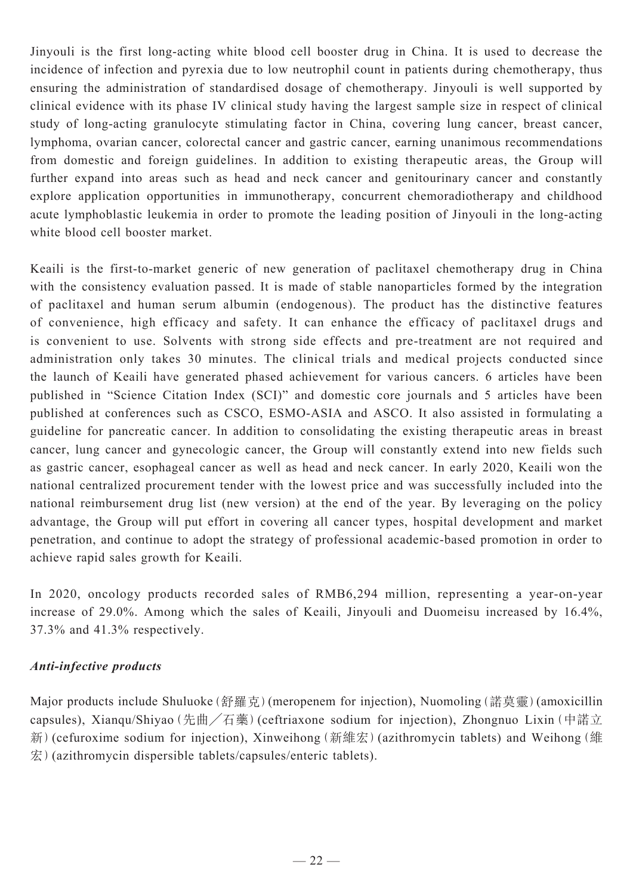Jinyouli is the first long-acting white blood cell booster drug in China. It is used to decrease the incidence of infection and pyrexia due to low neutrophil count in patients during chemotherapy, thus ensuring the administration of standardised dosage of chemotherapy. Jinyouli is well supported by clinical evidence with its phase IV clinical study having the largest sample size in respect of clinical study of long-acting granulocyte stimulating factor in China, covering lung cancer, breast cancer, lymphoma, ovarian cancer, colorectal cancer and gastric cancer, earning unanimous recommendations from domestic and foreign guidelines. In addition to existing therapeutic areas, the Group will further expand into areas such as head and neck cancer and genitourinary cancer and constantly explore application opportunities in immunotherapy, concurrent chemoradiotherapy and childhood acute lymphoblastic leukemia in order to promote the leading position of Jinyouli in the long-acting white blood cell booster market.

Keaili is the first-to-market generic of new generation of paclitaxel chemotherapy drug in China with the consistency evaluation passed. It is made of stable nanoparticles formed by the integration of paclitaxel and human serum albumin (endogenous). The product has the distinctive features of convenience, high efficacy and safety. It can enhance the efficacy of paclitaxel drugs and is convenient to use. Solvents with strong side effects and pre-treatment are not required and administration only takes 30 minutes. The clinical trials and medical projects conducted since the launch of Keaili have generated phased achievement for various cancers. 6 articles have been published in "Science Citation Index (SCI)" and domestic core journals and 5 articles have been published at conferences such as CSCO, ESMO-ASIA and ASCO. It also assisted in formulating a guideline for pancreatic cancer. In addition to consolidating the existing therapeutic areas in breast cancer, lung cancer and gynecologic cancer, the Group will constantly extend into new fields such as gastric cancer, esophageal cancer as well as head and neck cancer. In early 2020, Keaili won the national centralized procurement tender with the lowest price and was successfully included into the national reimbursement drug list (new version) at the end of the year. By leveraging on the policy advantage, the Group will put effort in covering all cancer types, hospital development and market penetration, and continue to adopt the strategy of professional academic-based promotion in order to achieve rapid sales growth for Keaili.

In 2020, oncology products recorded sales of RMB6,294 million, representing a year-on-year increase of 29.0%. Among which the sales of Keaili, Jinyouli and Duomeisu increased by 16.4%, 37.3% and 41.3% respectively.

*Anti-infective products*

Major products include Shuluoke (舒羅克) (meropenem for injection), Nuomoling (諾莫靈) (amoxicillin capsules), Xianqu/Shiyao (先曲／石藥) (ceftriaxone sodium for injection), Zhongnuo Lixin (中諾立新) (cefuroxime sodium for injection), Xinweihong (新維宏) (azithromycin tablets) and Weihong (維宏) (azithromycin dispersible tablets/capsules/enteric tablets).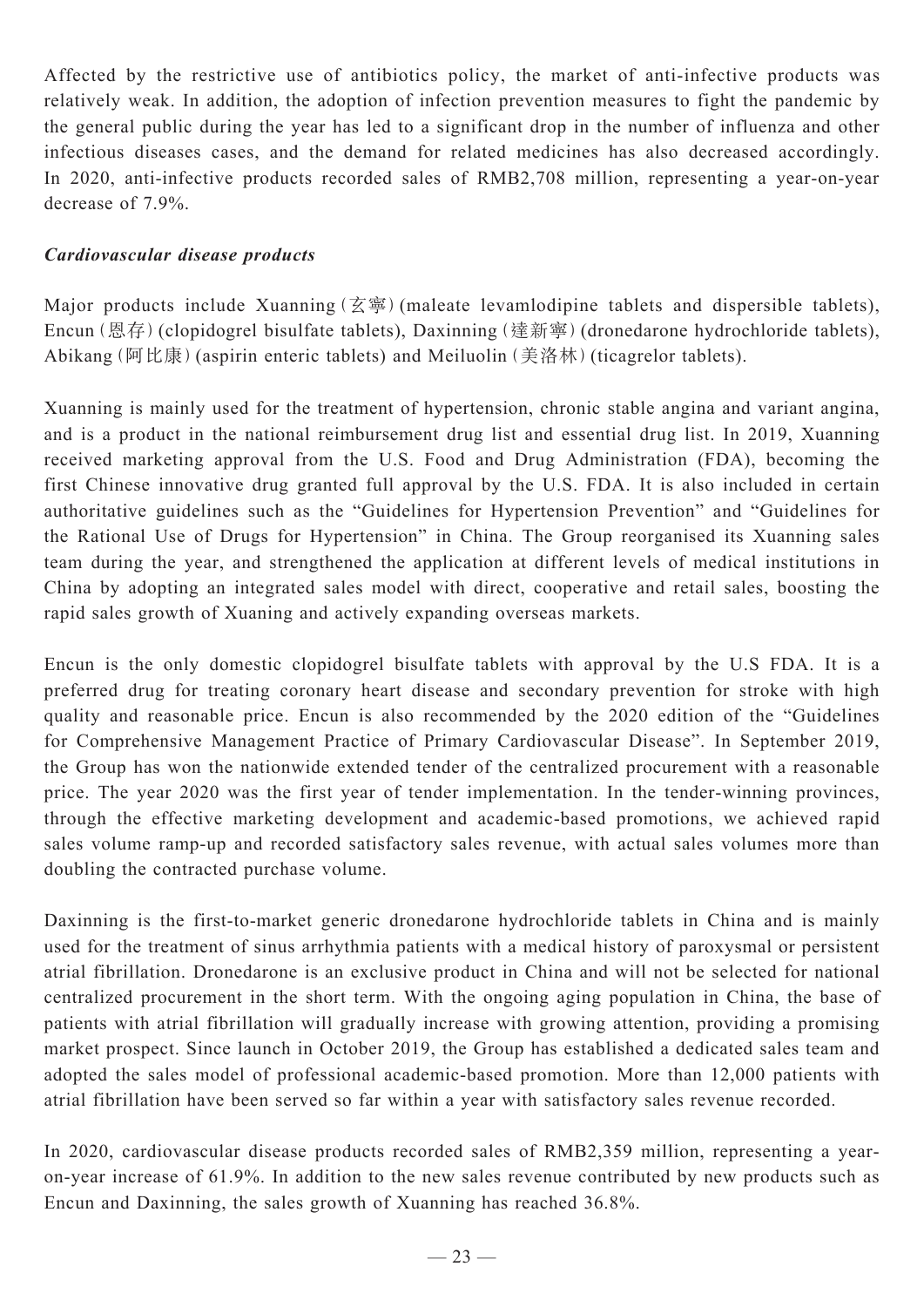Affected by the restrictive use of antibiotics policy, the market of anti-infective products was relatively weak. In addition, the adoption of infection prevention measures to fight the pandemic by the general public during the year has led to a significant drop in the number of influenza and other infectious diseases cases, and the demand for related medicines has also decreased accordingly. In 2020, anti-infective products recorded sales of RMB2,708 million, representing a year-on-year decrease of 7.9%.

***Cardiovascular disease products***

Major products include Xuanning (玄寧) (maleate levamlodipine tablets and dispersible tablets), Encun (恩存) (clopidogrel bisulfate tablets), Daxinning (達新寧) (dronedarone hydrochloride tablets), Abikang (阿比康) (aspirin enteric tablets) and Meiluolin (美洛林) (ticagrelor tablets).

Xuanning is mainly used for the treatment of hypertension, chronic stable angina and variant angina, and is a product in the national reimbursement drug list and essential drug list. In 2019, Xuanning received marketing approval from the U.S. Food and Drug Administration (FDA), becoming the first Chinese innovative drug granted full approval by the U.S. FDA. It is also included in certain authoritative guidelines such as the "Guidelines for Hypertension Prevention" and "Guidelines for the Rational Use of Drugs for Hypertension" in China. The Group reorganised its Xuanning sales team during the year, and strengthened the application at different levels of medical institutions in China by adopting an integrated sales model with direct, cooperative and retail sales, boosting the rapid sales growth of Xuaning and actively expanding overseas markets.

Encun is the only domestic clopidogrel bisulfate tablets with approval by the U.S FDA. It is a preferred drug for treating coronary heart disease and secondary prevention for stroke with high quality and reasonable price. Encun is also recommended by the 2020 edition of the "Guidelines for Comprehensive Management Practice of Primary Cardiovascular Disease". In September 2019, the Group has won the nationwide extended tender of the centralized procurement with a reasonable price. The year 2020 was the first year of tender implementation. In the tender-winning provinces, through the effective marketing development and academic-based promotions, we achieved rapid sales volume ramp-up and recorded satisfactory sales revenue, with actual sales volumes more than doubling the contracted purchase volume.

Daxinning is the first-to-market generic dronedarone hydrochloride tablets in China and is mainly used for the treatment of sinus arrhythmia patients with a medical history of paroxysmal or persistent atrial fibrillation. Dronedarone is an exclusive product in China and will not be selected for national centralized procurement in the short term. With the ongoing aging population in China, the base of patients with atrial fibrillation will gradually increase with growing attention, providing a promising market prospect. Since launch in October 2019, the Group has established a dedicated sales team and adopted the sales model of professional academic-based promotion. More than 12,000 patients with atrial fibrillation have been served so far within a year with satisfactory sales revenue recorded.

In 2020, cardiovascular disease products recorded sales of RMB2,359 million, representing a year-on-year increase of 61.9%. In addition to the new sales revenue contributed by new products such as Encun and Daxinning, the sales growth of Xuanning has reached 36.8%.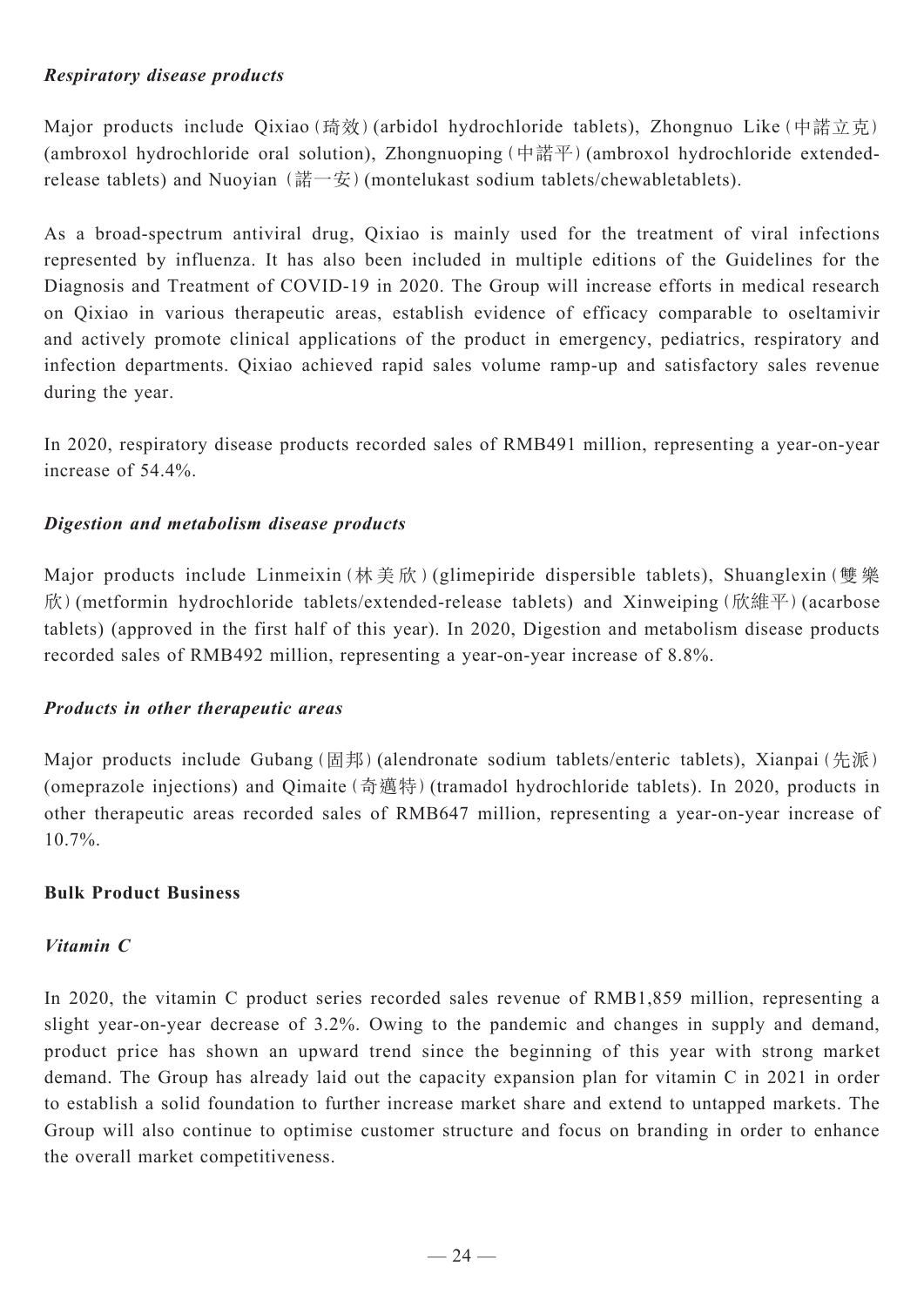***Respiratory disease products***

Major products include Qixiao (琦效) (arbidol hydrochloride tablets), Zhongnuo Like (中諾立克) (ambroxol hydrochloride oral solution), Zhongnuoping (中諾平) (ambroxol hydrochloride extended-release tablets) and Nuoyian (諾一安) (montelukast sodium tablets/chewabletablets).

As a broad-spectrum antiviral drug, Qixiao is mainly used for the treatment of viral infections represented by influenza. It has also been included in multiple editions of the Guidelines for the Diagnosis and Treatment of COVID-19 in 2020. The Group will increase efforts in medical research on Qixiao in various therapeutic areas, establish evidence of efficacy comparable to oseltamivir and actively promote clinical applications of the product in emergency, pediatrics, respiratory and infection departments. Qixiao achieved rapid sales volume ramp-up and satisfactory sales revenue during the year.

In 2020, respiratory disease products recorded sales of RMB491 million, representing a year-on-year increase of 54.4%.

***Digestion and metabolism disease products***

Major products include Linmeixin (林美欣) (glimepiride dispersible tablets), Shuanglexin (雙樂欣) (metformin hydrochloride tablets/extended-release tablets) and Xinweiping (欣維平) (acarbose tablets) (approved in the first half of this year). In 2020, Digestion and metabolism disease products recorded sales of RMB492 million, representing a year-on-year increase of 8.8%.

***Products in other therapeutic areas***

Major products include Gubang (固邦) (alendronate sodium tablets/enteric tablets), Xianpai (先派) (omeprazole injections) and Qimaite (奇邁特) (tramadol hydrochloride tablets). In 2020, products in other therapeutic areas recorded sales of RMB647 million, representing a year-on-year increase of 10.7%.

**Bulk Product Business**

***Vitamin C***

In 2020, the vitamin C product series recorded sales revenue of RMB1,859 million, representing a slight year-on-year decrease of 3.2%. Owing to the pandemic and changes in supply and demand, product price has shown an upward trend since the beginning of this year with strong market demand. The Group has already laid out the capacity expansion plan for vitamin C in 2021 in order to establish a solid foundation to further increase market share and extend to untapped markets. The Group will also continue to optimise customer structure and focus on branding in order to enhance the overall market competitiveness.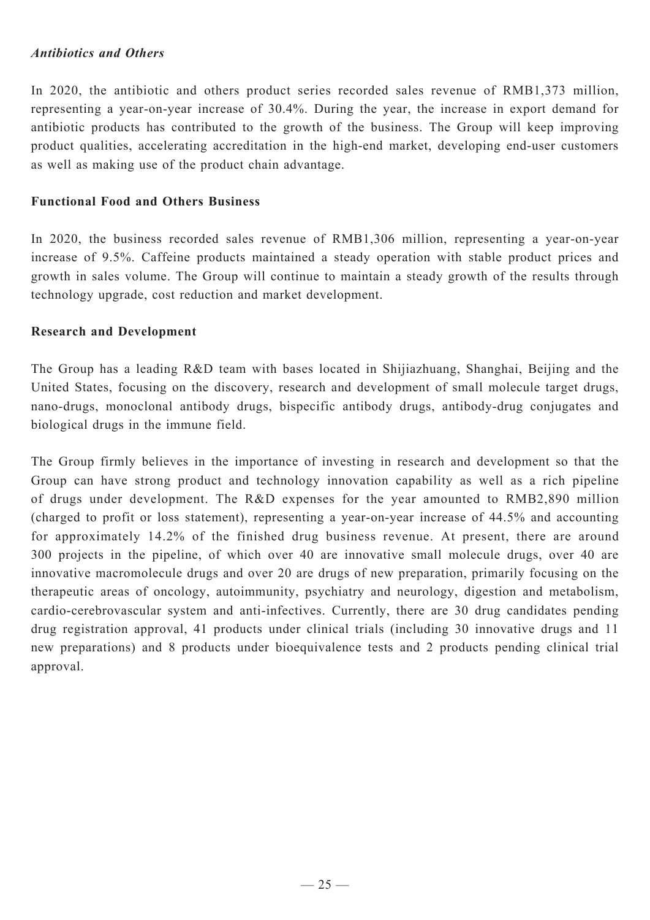*Antibiotics and Others*

In 2020, the antibiotic and others product series recorded sales revenue of RMB1,373 million, representing a year-on-year increase of 30.4%. During the year, the increase in export demand for antibiotic products has contributed to the growth of the business. The Group will keep improving product qualities, accelerating accreditation in the high-end market, developing end-user customers as well as making use of the product chain advantage.

**Functional Food and Others Business**

In 2020, the business recorded sales revenue of RMB1,306 million, representing a year-on-year increase of 9.5%. Caffeine products maintained a steady operation with stable product prices and growth in sales volume. The Group will continue to maintain a steady growth of the results through technology upgrade, cost reduction and market development.

**Research and Development**

The Group has a leading R&D team with bases located in Shijiazhuang, Shanghai, Beijing and the United States, focusing on the discovery, research and development of small molecule target drugs, nano-drugs, monoclonal antibody drugs, bispecific antibody drugs, antibody-drug conjugates and biological drugs in the immune field.

The Group firmly believes in the importance of investing in research and development so that the Group can have strong product and technology innovation capability as well as a rich pipeline of drugs under development. The R&D expenses for the year amounted to RMB2,890 million (charged to profit or loss statement), representing a year-on-year increase of 44.5% and accounting for approximately 14.2% of the finished drug business revenue. At present, there are around 300 projects in the pipeline, of which over 40 are innovative small molecule drugs, over 40 are innovative macromolecule drugs and over 20 are drugs of new preparation, primarily focusing on the therapeutic areas of oncology, autoimmunity, psychiatry and neurology, digestion and metabolism, cardio-cerebrovascular system and anti-infectives. Currently, there are 30 drug candidates pending drug registration approval, 41 products under clinical trials (including 30 innovative drugs and 11 new preparations) and 8 products under bioequivalence tests and 2 products pending clinical trial approval.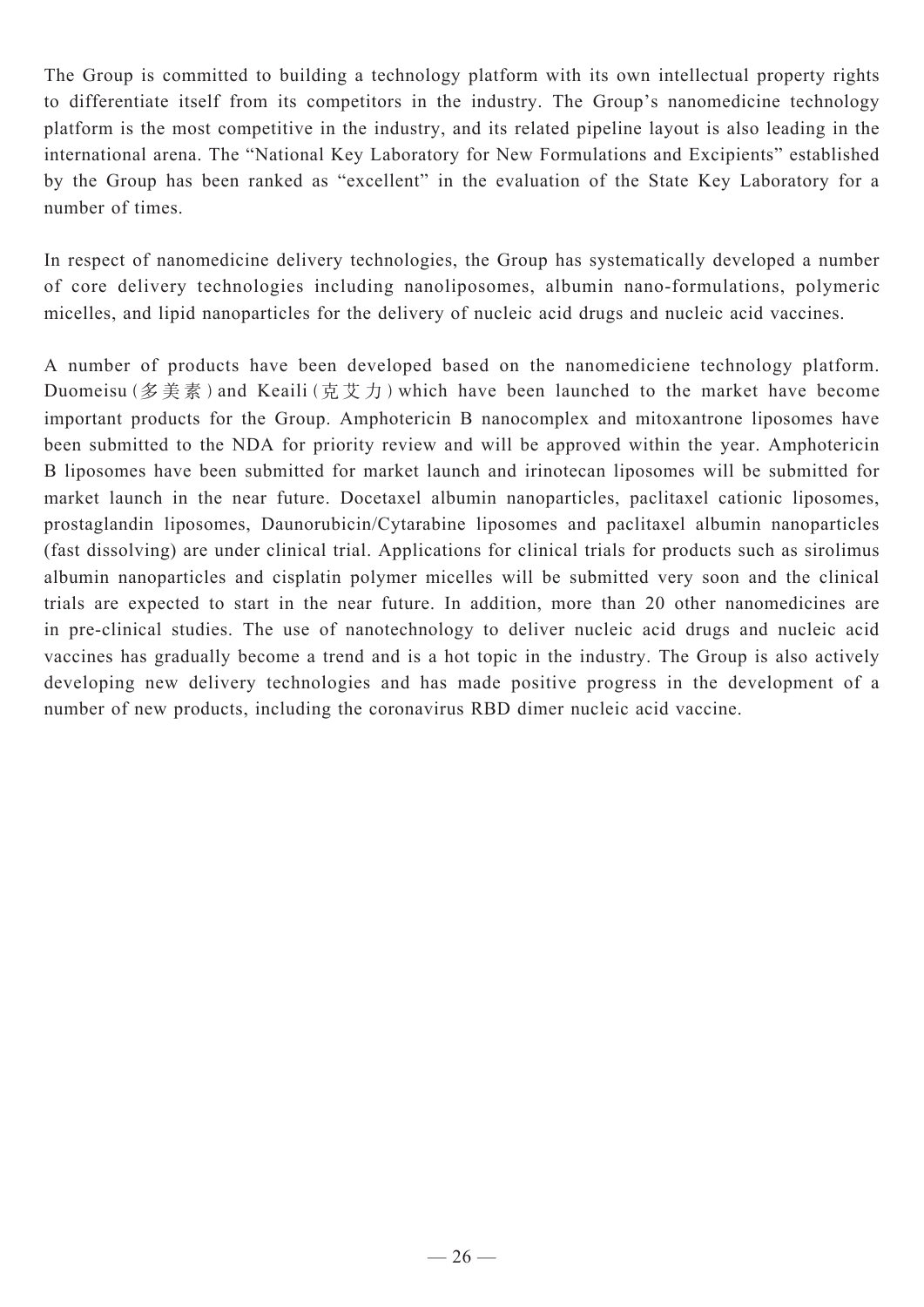The Group is committed to building a technology platform with its own intellectual property rights to differentiate itself from its competitors in the industry. The Group's nanomedicine technology platform is the most competitive in the industry, and its related pipeline layout is also leading in the international arena. The "National Key Laboratory for New Formulations and Excipients" established by the Group has been ranked as "excellent" in the evaluation of the State Key Laboratory for a number of times.

In respect of nanomedicine delivery technologies, the Group has systematically developed a number of core delivery technologies including nanoliposomes, albumin nano-formulations, polymeric micelles, and lipid nanoparticles for the delivery of nucleic acid drugs and nucleic acid vaccines.

A number of products have been developed based on the nanomediciene technology platform. Duomeisu (多美素) and Keaili (克艾力) which have been launched to the market have become important products for the Group. Amphotericin B nanocomplex and mitoxantrone liposomes have been submitted to the NDA for priority review and will be approved within the year. Amphotericin B liposomes have been submitted for market launch and irinotecan liposomes will be submitted for market launch in the near future. Docetaxel albumin nanoparticles, paclitaxel cationic liposomes, prostaglandin liposomes, Daunorubicin/Cytarabine liposomes and paclitaxel albumin nanoparticles (fast dissolving) are under clinical trial. Applications for clinical trials for products such as sirolimus albumin nanoparticles and cisplatin polymer micelles will be submitted very soon and the clinical trials are expected to start in the near future. In addition, more than 20 other nanomedicines are in pre-clinical studies. The use of nanotechnology to deliver nucleic acid drugs and nucleic acid vaccines has gradually become a trend and is a hot topic in the industry. The Group is also actively developing new delivery technologies and has made positive progress in the development of a number of new products, including the coronavirus RBD dimer nucleic acid vaccine.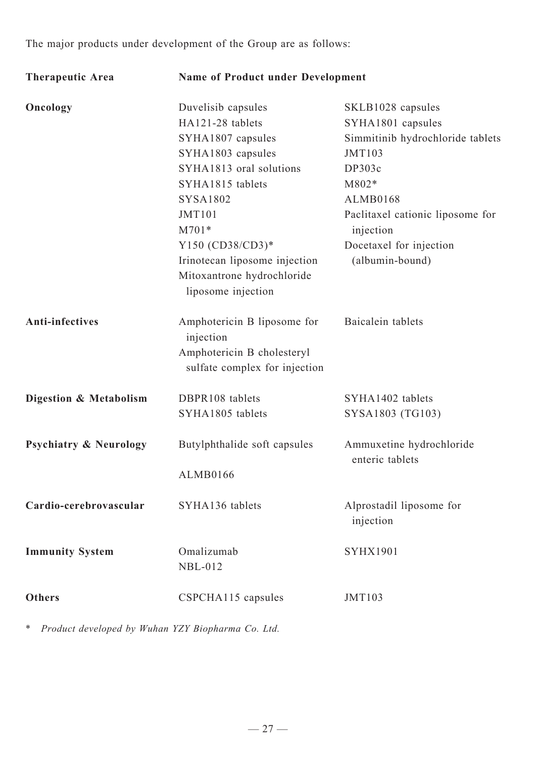The major products under development of the Group are as follows:

| Therapeutic Area | Name of Product under Development | |
|---|---|---|
| **Oncology** | Duvelisib capsules | SKLB1028 capsules |
| | HA121-28 tablets | SYHA1801 capsules |
| | SYHA1807 capsules | Simmitinib hydrochloride tablets |
| | SYHA1803 capsules | JMT103 |
| | SYHA1813 oral solutions | DP303c |
| | SYHA1815 tablets | M802* |
| | SYSA1802 | ALMB0168 |
| | JMT101 | Paclitaxel cationic liposome for injection |
| | M701* | Docetaxel for injection (albumin-bound) |
| | Y150 (CD38/CD3)* | |
| | Irinotecan liposome injection | |
| | Mitoxantrone hydrochloride liposome injection | |
| **Anti-infectives** | Amphotericin B liposome for injection | Baicalein tablets |
| | Amphotericin B cholesteryl sulfate complex for injection | |
| **Digestion & Metabolism** | DBPR108 tablets | SYHA1402 tablets |
| | SYHA1805 tablets | SYSA1803 (TG103) |
| **Psychiatry & Neurology** | Butylphthalide soft capsules | Ammuxetine hydrochloride enteric tablets |
| | ALMB0166 | |
| **Cardio-cerebrovascular** | SYHA136 tablets | Alprostadil liposome for injection |
| **Immunity System** | Omalizumab | SYHX1901 |
| | NBL-012 | |
| **Others** | CSPCHA115 capsules | JMT103 |

\* *Product developed by Wuhan YZY Biopharma Co. Ltd.*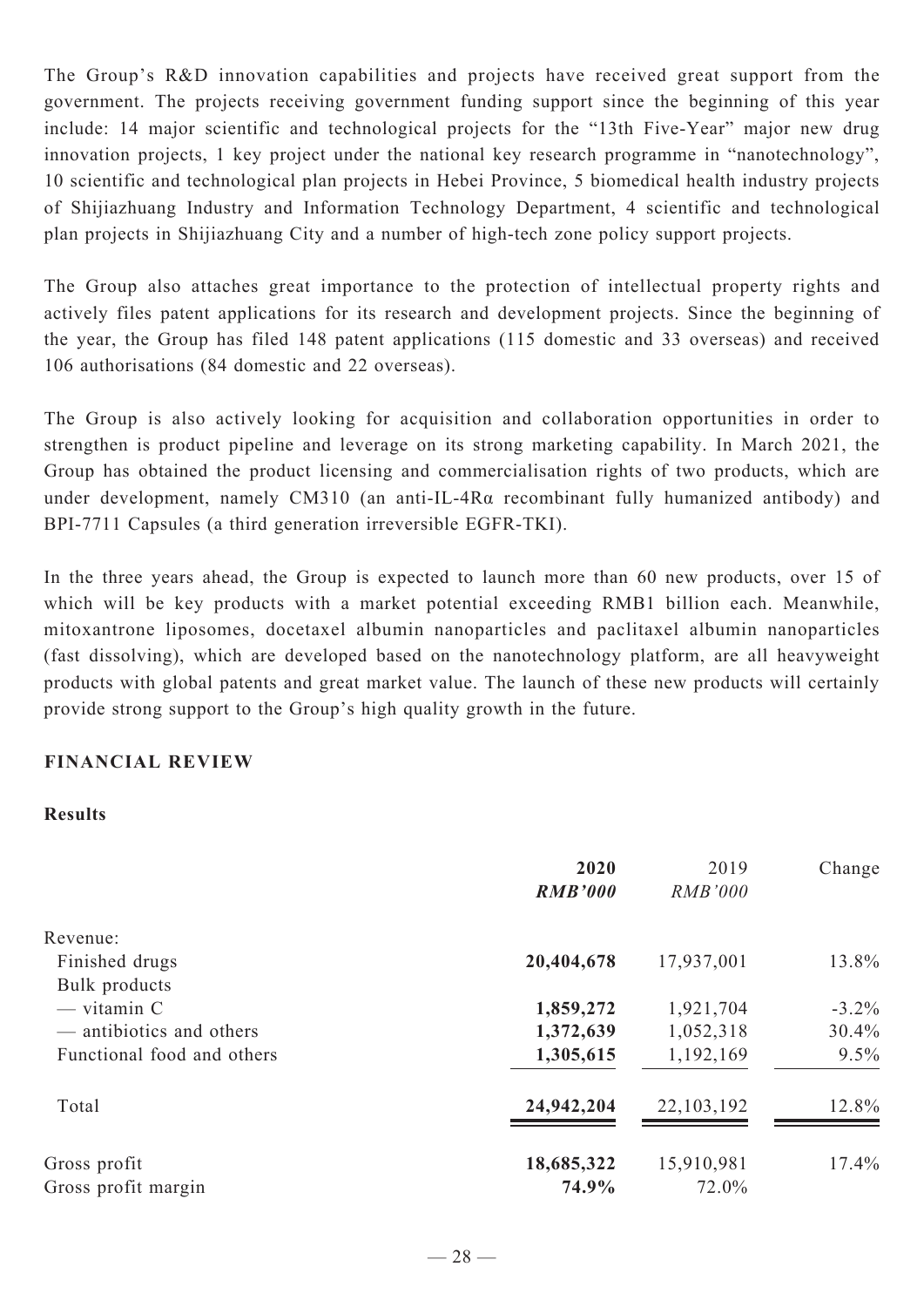The Group's R&D innovation capabilities and projects have received great support from the government. The projects receiving government funding support since the beginning of this year include: 14 major scientific and technological projects for the "13th Five-Year" major new drug innovation projects, 1 key project under the national key research programme in "nanotechnology", 10 scientific and technological plan projects in Hebei Province, 5 biomedical health industry projects of Shijiazhuang Industry and Information Technology Department, 4 scientific and technological plan projects in Shijiazhuang City and a number of high-tech zone policy support projects.

The Group also attaches great importance to the protection of intellectual property rights and actively files patent applications for its research and development projects. Since the beginning of the year, the Group has filed 148 patent applications (115 domestic and 33 overseas) and received 106 authorisations (84 domestic and 22 overseas).

The Group is also actively looking for acquisition and collaboration opportunities in order to strengthen is product pipeline and leverage on its strong marketing capability. In March 2021, the Group has obtained the product licensing and commercialisation rights of two products, which are under development, namely CM310 (an anti-IL-4Rα recombinant fully humanized antibody) and BPI-7711 Capsules (a third generation irreversible EGFR-TKI).

In the three years ahead, the Group is expected to launch more than 60 new products, over 15 of which will be key products with a market potential exceeding RMB1 billion each. Meanwhile, mitoxantrone liposomes, docetaxel albumin nanoparticles and paclitaxel albumin nanoparticles (fast dissolving), which are developed based on the nanotechnology platform, are all heavyweight products with global patents and great market value. The launch of these new products will certainly provide strong support to the Group's high quality growth in the future.

## FINANCIAL REVIEW

### Results

| | **2020** | 2019 | Change |
|---|---|---|---|
| | ***RMB'000*** | *RMB'000* | |
| Revenue: | | | |
| Finished drugs | **20,404,678** | 17,937,001 | 13.8% |
| Bulk products | | | |
| — vitamin C | **1,859,272** | 1,921,704 | -3.2% |
| — antibiotics and others | **1,372,639** | 1,052,318 | 30.4% |
| Functional food and others | **1,305,615** | 1,192,169 | 9.5% |
| Total | **24,942,204** | 22,103,192 | 12.8% |
| Gross profit | **18,685,322** | 15,910,981 | 17.4% |
| Gross profit margin | **74.9%** | 72.0% | |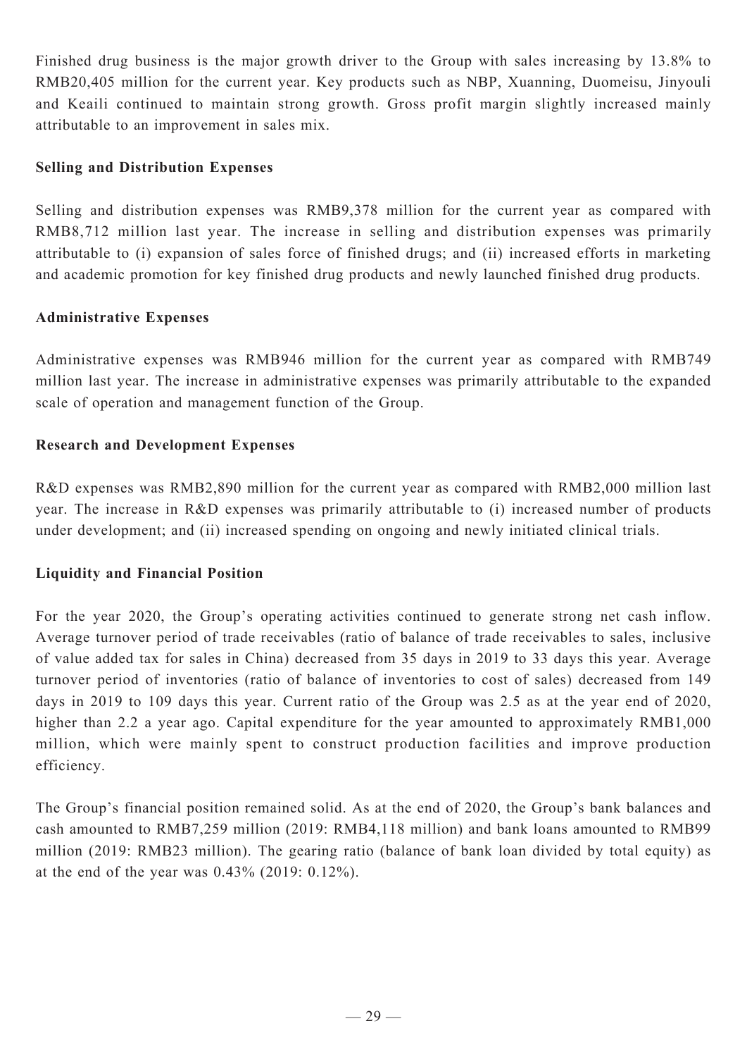Finished drug business is the major growth driver to the Group with sales increasing by 13.8% to RMB20,405 million for the current year. Key products such as NBP, Xuanning, Duomeisu, Jinyouli and Keaili continued to maintain strong growth. Gross profit margin slightly increased mainly attributable to an improvement in sales mix.

**Selling and Distribution Expenses**

Selling and distribution expenses was RMB9,378 million for the current year as compared with RMB8,712 million last year. The increase in selling and distribution expenses was primarily attributable to (i) expansion of sales force of finished drugs; and (ii) increased efforts in marketing and academic promotion for key finished drug products and newly launched finished drug products.

**Administrative Expenses**

Administrative expenses was RMB946 million for the current year as compared with RMB749 million last year. The increase in administrative expenses was primarily attributable to the expanded scale of operation and management function of the Group.

**Research and Development Expenses**

R&D expenses was RMB2,890 million for the current year as compared with RMB2,000 million last year. The increase in R&D expenses was primarily attributable to (i) increased number of products under development; and (ii) increased spending on ongoing and newly initiated clinical trials.

**Liquidity and Financial Position**

For the year 2020, the Group's operating activities continued to generate strong net cash inflow. Average turnover period of trade receivables (ratio of balance of trade receivables to sales, inclusive of value added tax for sales in China) decreased from 35 days in 2019 to 33 days this year. Average turnover period of inventories (ratio of balance of inventories to cost of sales) decreased from 149 days in 2019 to 109 days this year. Current ratio of the Group was 2.5 as at the year end of 2020, higher than 2.2 a year ago. Capital expenditure for the year amounted to approximately RMB1,000 million, which were mainly spent to construct production facilities and improve production efficiency.

The Group's financial position remained solid. As at the end of 2020, the Group's bank balances and cash amounted to RMB7,259 million (2019: RMB4,118 million) and bank loans amounted to RMB99 million (2019: RMB23 million). The gearing ratio (balance of bank loan divided by total equity) as at the end of the year was 0.43% (2019: 0.12%).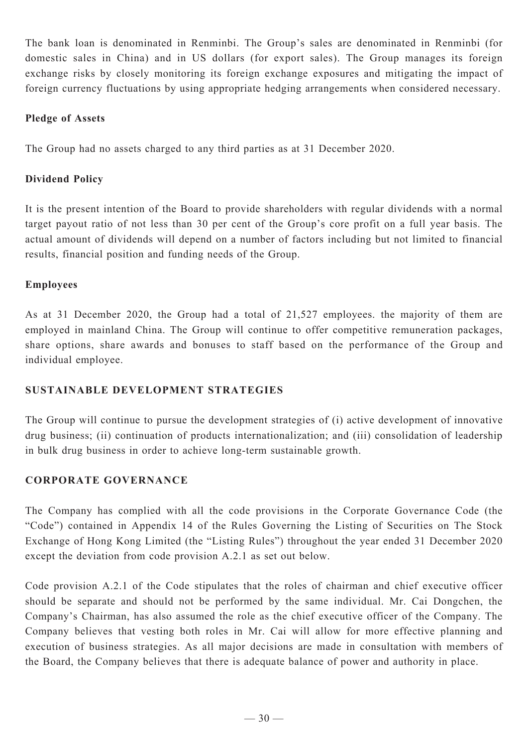The bank loan is denominated in Renminbi. The Group's sales are denominated in Renminbi (for domestic sales in China) and in US dollars (for export sales). The Group manages its foreign exchange risks by closely monitoring its foreign exchange exposures and mitigating the impact of foreign currency fluctuations by using appropriate hedging arrangements when considered necessary.

**Pledge of Assets**

The Group had no assets charged to any third parties as at 31 December 2020.

**Dividend Policy**

It is the present intention of the Board to provide shareholders with regular dividends with a normal target payout ratio of not less than 30 per cent of the Group's core profit on a full year basis. The actual amount of dividends will depend on a number of factors including but not limited to financial results, financial position and funding needs of the Group.

**Employees**

As at 31 December 2020, the Group had a total of 21,527 employees. the majority of them are employed in mainland China. The Group will continue to offer competitive remuneration packages, share options, share awards and bonuses to staff based on the performance of the Group and individual employee.

## SUSTAINABLE DEVELOPMENT STRATEGIES

The Group will continue to pursue the development strategies of (i) active development of innovative drug business; (ii) continuation of products internationalization; and (iii) consolidation of leadership in bulk drug business in order to achieve long-term sustainable growth.

## CORPORATE GOVERNANCE

The Company has complied with all the code provisions in the Corporate Governance Code (the "Code") contained in Appendix 14 of the Rules Governing the Listing of Securities on The Stock Exchange of Hong Kong Limited (the "Listing Rules") throughout the year ended 31 December 2020 except the deviation from code provision A.2.1 as set out below.

Code provision A.2.1 of the Code stipulates that the roles of chairman and chief executive officer should be separate and should not be performed by the same individual. Mr. Cai Dongchen, the Company's Chairman, has also assumed the role as the chief executive officer of the Company. The Company believes that vesting both roles in Mr. Cai will allow for more effective planning and execution of business strategies. As all major decisions are made in consultation with members of the Board, the Company believes that there is adequate balance of power and authority in place.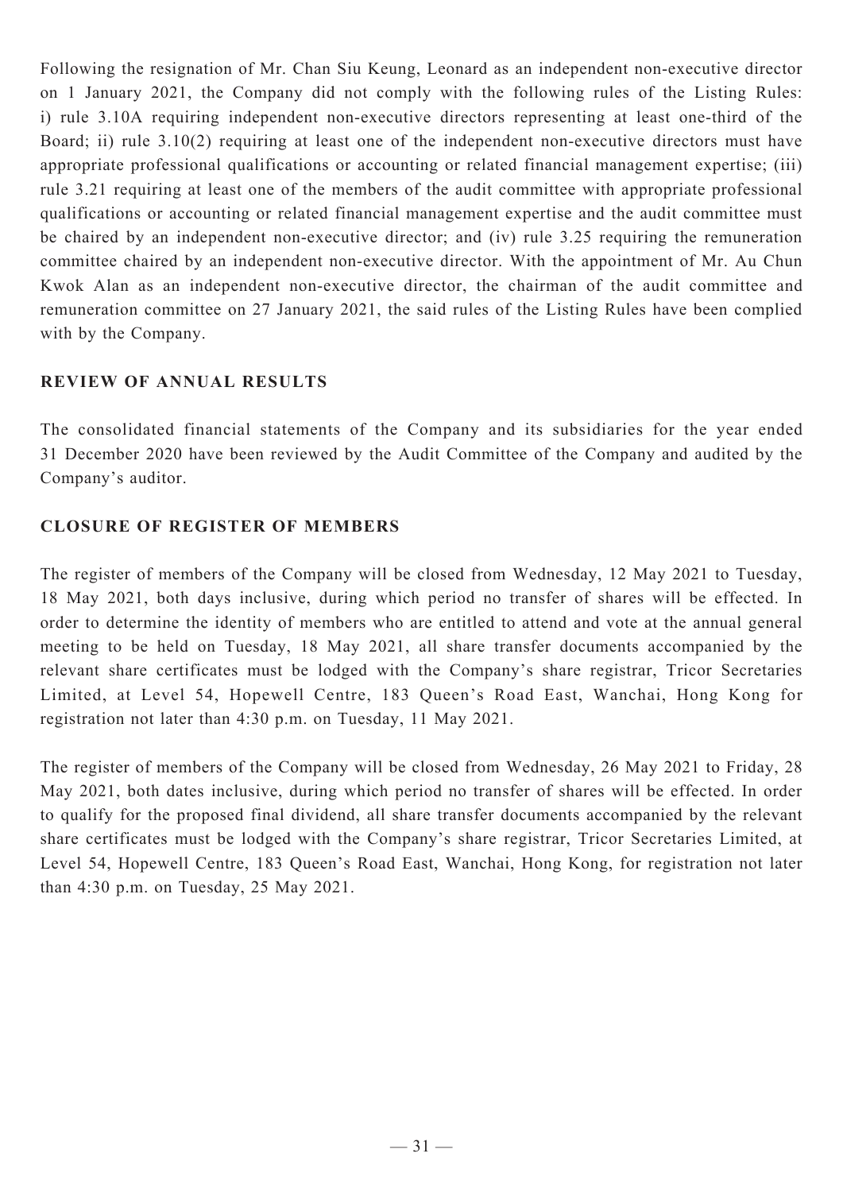Following the resignation of Mr. Chan Siu Keung, Leonard as an independent non-executive director on 1 January 2021, the Company did not comply with the following rules of the Listing Rules: i) rule 3.10A requiring independent non-executive directors representing at least one-third of the Board; ii) rule 3.10(2) requiring at least one of the independent non-executive directors must have appropriate professional qualifications or accounting or related financial management expertise; (iii) rule 3.21 requiring at least one of the members of the audit committee with appropriate professional qualifications or accounting or related financial management expertise and the audit committee must be chaired by an independent non-executive director; and (iv) rule 3.25 requiring the remuneration committee chaired by an independent non-executive director. With the appointment of Mr. Au Chun Kwok Alan as an independent non-executive director, the chairman of the audit committee and remuneration committee on 27 January 2021, the said rules of the Listing Rules have been complied with by the Company.

## REVIEW OF ANNUAL RESULTS

The consolidated financial statements of the Company and its subsidiaries for the year ended 31 December 2020 have been reviewed by the Audit Committee of the Company and audited by the Company's auditor.

## CLOSURE OF REGISTER OF MEMBERS

The register of members of the Company will be closed from Wednesday, 12 May 2021 to Tuesday, 18 May 2021, both days inclusive, during which period no transfer of shares will be effected. In order to determine the identity of members who are entitled to attend and vote at the annual general meeting to be held on Tuesday, 18 May 2021, all share transfer documents accompanied by the relevant share certificates must be lodged with the Company's share registrar, Tricor Secretaries Limited, at Level 54, Hopewell Centre, 183 Queen's Road East, Wanchai, Hong Kong for registration not later than 4:30 p.m. on Tuesday, 11 May 2021.

The register of members of the Company will be closed from Wednesday, 26 May 2021 to Friday, 28 May 2021, both dates inclusive, during which period no transfer of shares will be effected. In order to qualify for the proposed final dividend, all share transfer documents accompanied by the relevant share certificates must be lodged with the Company's share registrar, Tricor Secretaries Limited, at Level 54, Hopewell Centre, 183 Queen's Road East, Wanchai, Hong Kong, for registration not later than 4:30 p.m. on Tuesday, 25 May 2021.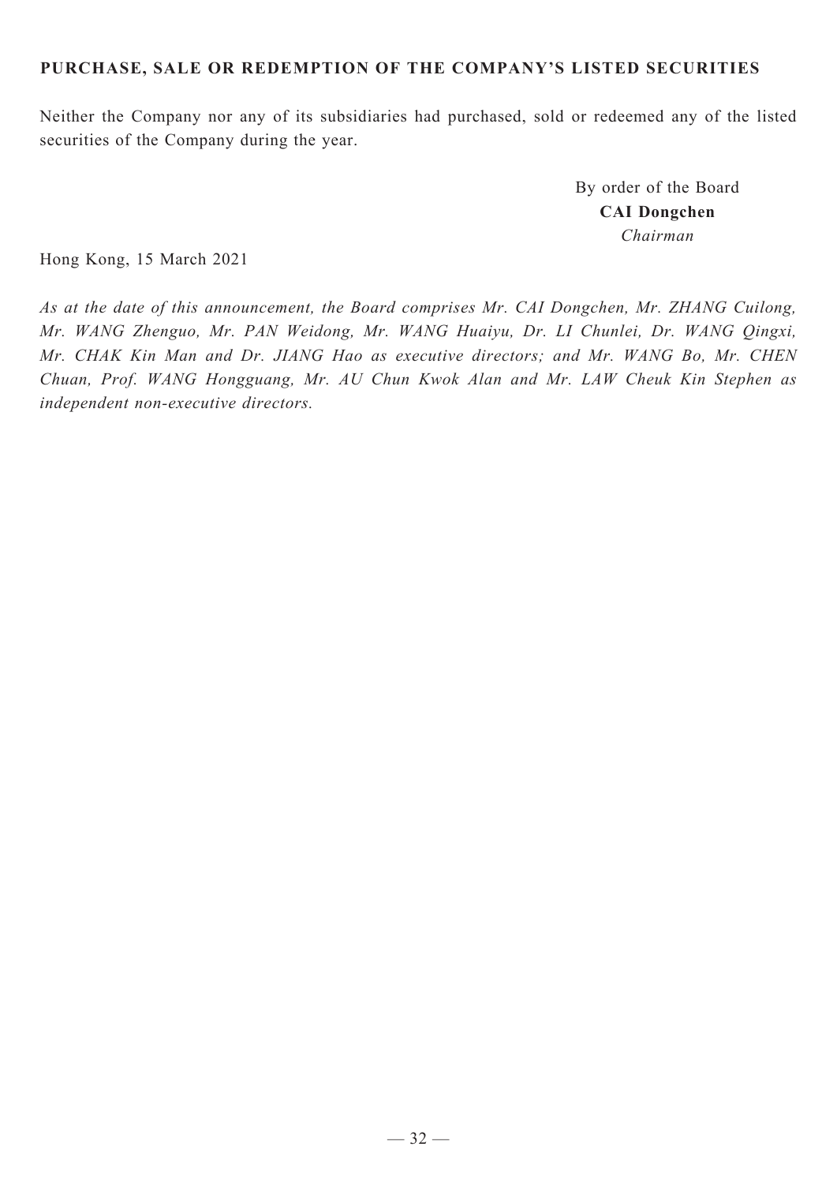## PURCHASE, SALE OR REDEMPTION OF THE COMPANY'S LISTED SECURITIES

Neither the Company nor any of its subsidiaries had purchased, sold or redeemed any of the listed securities of the Company during the year.

By order of the Board
**CAI Dongchen**
*Chairman*

Hong Kong, 15 March 2021

*As at the date of this announcement, the Board comprises Mr. CAI Dongchen, Mr. ZHANG Cuilong, Mr. WANG Zhenguo, Mr. PAN Weidong, Mr. WANG Huaiyu, Dr. LI Chunlei, Dr. WANG Qingxi, Mr. CHAK Kin Man and Dr. JIANG Hao as executive directors; and Mr. WANG Bo, Mr. CHEN Chuan, Prof. WANG Hongguang, Mr. AU Chun Kwok Alan and Mr. LAW Cheuk Kin Stephen as independent non-executive directors.*